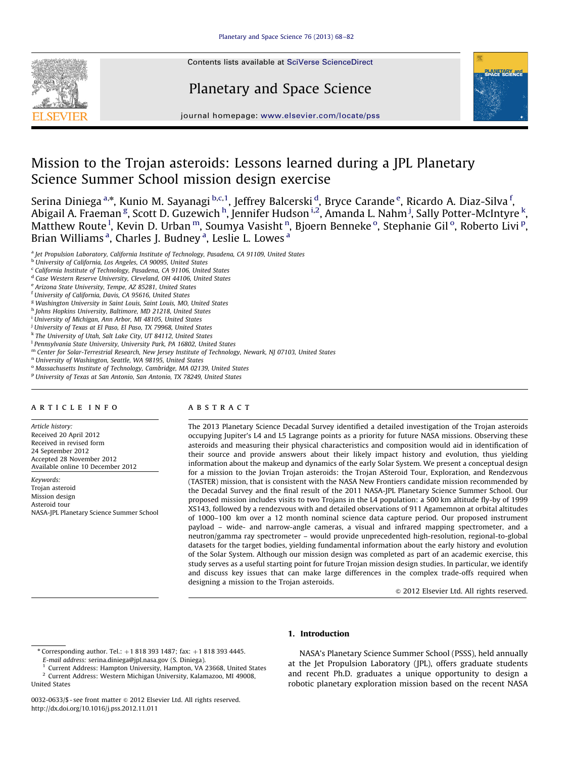# Mission to the Trojan asteroids: Lessons learned during a JPL Planetary Science Summer School mission design exercise

Serina Diniega [a,*], Kunio M. Sayanagi [b,c,1], Jeffrey Balcerski [d], Bryce Carande [e], Ricardo A. Diaz-Silva [f], Abigail A. Fraeman [g], Scott D. Guzewich [h], Jennifer Hudson [i,2], Amanda L. Nahm [j], Sally Potter-McIntyre [k], Matthew Route [l], Kevin D. Urban [m], Soumya Vasisht [n], Bjoern Benneke [o], Stephanie Gil [o], Roberto Livi [p], Brian Williams [a], Charles J. Budney [a], Leslie L. Lowes [a]

[a] Jet Propulsion Laboratory, California Institute of Technology, Pasadena, CA 91109, United States
[b] University of California, Los Angeles, CA 90095, United States
[c] California Institute of Technology, Pasadena, CA 91106, United States
[d] Case Western Reserve University, Cleveland, OH 44106, United States
[e] Arizona State University, Tempe, AZ 85281, United States
[f] University of California, Davis, CA 95616, United States
[g] Washington University in Saint Louis, Saint Louis, MO, United States
[h] Johns Hopkins University, Baltimore, MD 21218, United States
[i] University of Michigan, Ann Arbor, MI 48105, United States
[j] University of Texas at El Paso, El Paso, TX 79968, United States
[k] The University of Utah, Salt Lake City, UT 84112, United States
[l] Pennsylvania State University, University Park, PA 16802, United States
[m] Center for Solar-Terrestrial Research, New Jersey Institute of Technology, Newark, NJ 07103, United States
[n] University of Washington, Seattle, WA 98195, United States
[o] Massachusetts Institute of Technology, Cambridge, MA 02139, United States
[p] University of Texas at San Antonio, San Antonio, TX 78249, United States

## ARTICLE INFO

*Article history:*
Received 20 April 2012
Received in revised form 24 September 2012
Accepted 28 November 2012
Available online 10 December 2012

*Keywords:*
Trojan asteroid
Mission design
Asteroid tour
NASA-JPL Planetary Science Summer School

## ABSTRACT

The 2013 Planetary Science Decadal Survey identified a detailed investigation of the Trojan asteroids occupying Jupiter's L4 and L5 Lagrange points as a priority for future NASA missions. Observing these asteroids and measuring their physical characteristics and composition would aid in identification of their source and provide answers about their likely impact history and evolution, thus yielding information about the makeup and dynamics of the early Solar System. We present a conceptual design for a mission to the Jovian Trojan asteroids: the Trojan ASteroid Tour, Exploration, and Rendezvous (TASTER) mission, that is consistent with the NASA New Frontiers candidate mission recommended by the Decadal Survey and the final result of the 2011 NASA-JPL Planetary Science Summer School. Our proposed mission includes visits to two Trojans in the L4 population: a 500 km altitude fly-by of 1999 XS143, followed by a rendezvous with and detailed observations of 911 Agamemnon at orbital altitudes of 1000–100 km over a 12 month nominal science data capture period. Our proposed instrument payload – wide- and narrow-angle cameras, a visual and infrared mapping spectrometer, and a neutron/gamma ray spectrometer – would provide unprecedented high-resolution, regional-to-global datasets for the target bodies, yielding fundamental information about the early history and evolution of the Solar System. Although our mission design was completed as part of an academic exercise, this study serves as a useful starting point for future Trojan mission design studies. In particular, we identify and discuss key issues that can make large differences in the complex trade-offs required when designing a mission to the Trojan asteroids.

© 2012 Elsevier Ltd. All rights reserved.

## 1. Introduction

NASA's Planetary Science Summer School (PSSS), held annually at the Jet Propulsion Laboratory (JPL), offers graduate students and recent Ph.D. graduates a unique opportunity to design a robotic planetary exploration mission based on the recent NASA

---

* Corresponding author. Tel.: +1 818 393 1487; fax: +1 818 393 4445.
*E-mail address:* serina.diniega@jpl.nasa.gov (S. Diniega).
[1] Current Address: Hampton University, Hampton, VA 23668, United States
[2] Current Address: Western Michigan University, Kalamazoo, MI 49008, United States

0032-0633/$ - see front matter © 2012 Elsevier Ltd. All rights reserved.
http://dx.doi.org/10.1016/j.pss.2012.11.011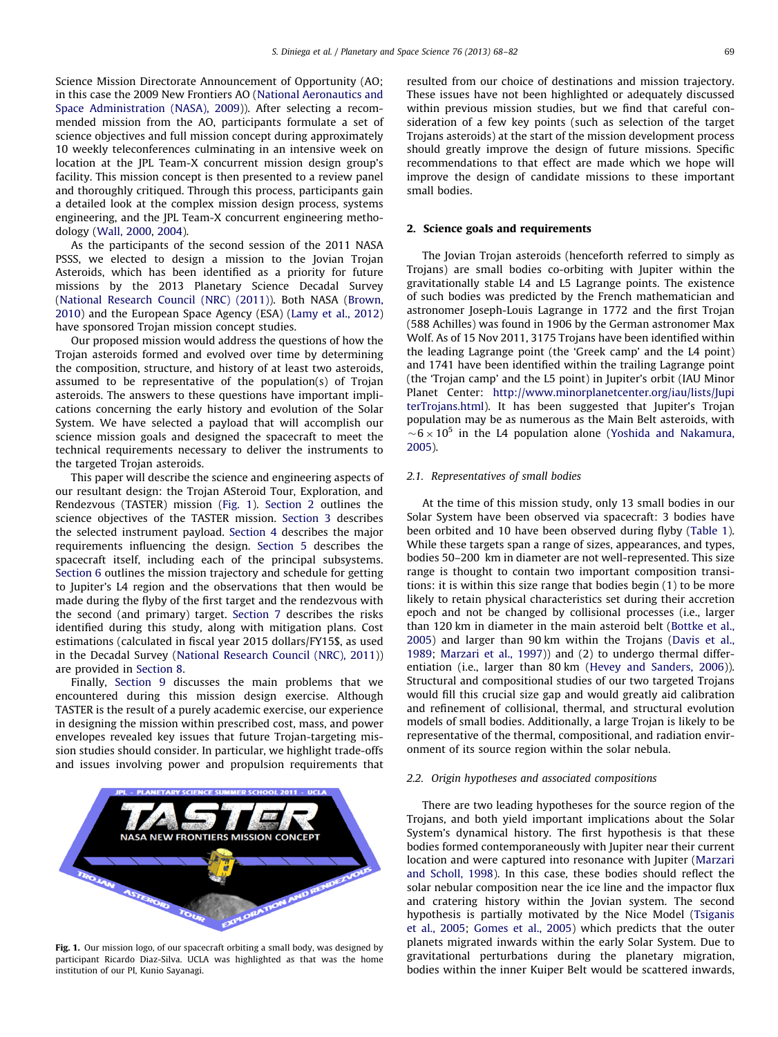Science Mission Directorate Announcement of Opportunity (AO; in this case the 2009 New Frontiers AO (National Aeronautics and Space Administration (NASA), 2009)). After selecting a recommended mission from the AO, participants formulate a set of science objectives and full mission concept during approximately 10 weekly teleconferences culminating in an intensive week on location at the JPL Team-X concurrent mission design group's facility. This mission concept is then presented to a review panel and thoroughly critiqued. Through this process, participants gain a detailed look at the complex mission design process, systems engineering, and the JPL Team-X concurrent engineering methodology (Wall, 2000, 2004).

As the participants of the second session of the 2011 NASA PSSS, we elected to design a mission to the Jovian Trojan Asteroids, which has been identified as a priority for future missions by the 2013 Planetary Science Decadal Survey (National Research Council (NRC) (2011)). Both NASA (Brown, 2010) and the European Space Agency (ESA) (Lamy et al., 2012) have sponsored Trojan mission concept studies.

Our proposed mission would address the questions of how the Trojan asteroids formed and evolved over time by determining the composition, structure, and history of at least two asteroids, assumed to be representative of the population(s) of Trojan asteroids. The answers to these questions have important implications concerning the early history and evolution of the Solar System. We have selected a payload that will accomplish our science mission goals and designed the spacecraft to meet the technical requirements necessary to deliver the instruments to the targeted Trojan asteroids.

This paper will describe the science and engineering aspects of our resultant design: the Trojan ASteroid Tour, Exploration, and Rendezvous (TASTER) mission (Fig. 1). Section 2 outlines the science objectives of the TASTER mission. Section 3 describes the selected instrument payload. Section 4 describes the major requirements influencing the design. Section 5 describes the spacecraft itself, including each of the principal subsystems. Section 6 outlines the mission trajectory and schedule for getting to Jupiter's L4 region and the observations that then would be made during the flyby of the first target and the rendezvous with the second (and primary) target. Section 7 describes the risks identified during this study, along with mitigation plans. Cost estimations (calculated in fiscal year 2015 dollars/FY15$, as used in the Decadal Survey (National Research Council (NRC), 2011)) are provided in Section 8.

Finally, Section 9 discusses the main problems that we encountered during this mission design exercise. Although TASTER is the result of a purely academic exercise, our experience in designing the mission within prescribed cost, mass, and power envelopes revealed key issues that future Trojan-targeting mission studies should consider. In particular, we highlight trade-offs and issues involving power and propulsion requirements that resulted from our choice of destinations and mission trajectory. These issues have not been highlighted or adequately discussed within previous mission studies, but we find that careful consideration of a few key points (such as selection of the target Trojans asteroids) at the start of the mission development process should greatly improve the design of future missions. Specific recommendations to that effect are made which we hope will improve the design of candidate missions to these important small bodies.

**Fig. 1.** Our mission logo, of our spacecraft orbiting a small body, was designed by participant Ricardo Diaz-Silva. UCLA was highlighted as that was the home institution of our PI, Kunio Sayanagi.

## 2. Science goals and requirements

The Jovian Trojan asteroids (henceforth referred to simply as Trojans) are small bodies co-orbiting with Jupiter within the gravitationally stable L4 and L5 Lagrange points. The existence of such bodies was predicted by the French mathematician and astronomer Joseph-Louis Lagrange in 1772 and the first Trojan (588 Achilles) was found in 1906 by the German astronomer Max Wolf. As of 15 Nov 2011, 3175 Trojans have been identified within the leading Lagrange point (the 'Greek camp' and the L4 point) and 1741 have been identified within the trailing Lagrange point (the 'Trojan camp' and the L5 point) in Jupiter's orbit (IAU Minor Planet Center: http://www.minorplanetcenter.org/iau/lists/JupiterTrojans.html). It has been suggested that Jupiter's Trojan population may be as numerous as the Main Belt asteroids, with $\sim 6 \times 10^5$ in the L4 population alone (Yoshida and Nakamura, 2005).

### 2.1. Representatives of small bodies

At the time of this mission study, only 13 small bodies in our Solar System have been observed via spacecraft: 3 bodies have been orbited and 10 have been observed during flyby (Table 1). While these targets span a range of sizes, appearances, and types, bodies 50–200 km in diameter are not well-represented. This size range is thought to contain two important composition transitions: it is within this size range that bodies begin (1) to be more likely to retain physical characteristics set during their accretion epoch and not be changed by collisional processes (i.e., larger than 120 km in diameter in the main asteroid belt (Bottke et al., 2005) and larger than 90 km within the Trojans (Davis et al., 1989; Marzari et al., 1997)) and (2) to undergo thermal differentiation (i.e., larger than 80 km (Hevey and Sanders, 2006)). Structural and compositional studies of our two targeted Trojans would fill this crucial size gap and would greatly aid calibration and refinement of collisional, thermal, and structural evolution models of small bodies. Additionally, a large Trojan is likely to be representative of the thermal, compositional, and radiation environment of its source region within the solar nebula.

### 2.2. Origin hypotheses and associated compositions

There are two leading hypotheses for the source region of the Trojans, and both yield important implications about the Solar System's dynamical history. The first hypothesis is that these bodies formed contemporaneously with Jupiter near their current location and were captured into resonance with Jupiter (Marzari and Scholl, 1998). In this case, these bodies should reflect the solar nebular composition near the ice line and the impactor flux and cratering history within the Jovian system. The second hypothesis is partially motivated by the Nice Model (Tsiganis et al., 2005; Gomes et al., 2005) which predicts that the outer planets migrated inwards within the early Solar System. Due to gravitational perturbations during the planetary migration, bodies within the inner Kuiper Belt would be scattered inwards,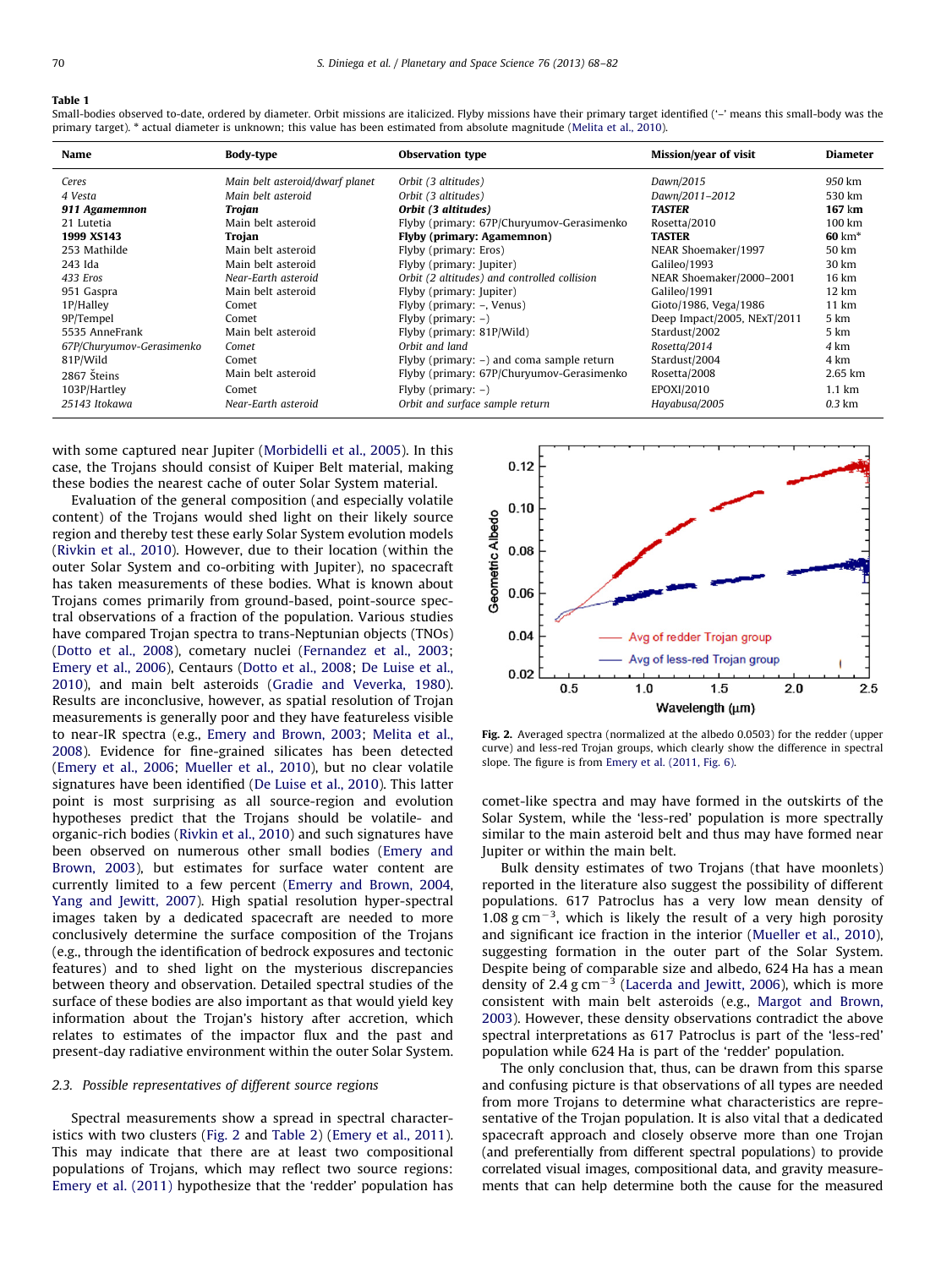**Table 1**
Small-bodies observed to-date, ordered by diameter. Orbit missions are italicized. Flyby missions have their primary target identified ('–' means this small-body was the primary target). * actual diameter is unknown; this value has been estimated from absolute magnitude (Melita et al., 2010).

| Name | Body-type | Observation type | Mission/year of visit | Diameter |
|---|---|---|---|---|
| *Ceres* | *Main belt asteroid/dwarf planet* | *Orbit (3 altitudes)* | *Dawn/2015* | *950 km* |
| *4 Vesta* | *Main belt asteroid* | *Orbit (3 altitudes)* | *Dawn/2011–2012* | *530 km* |
| ***911 Agamemnon*** | ***Trojan*** | ***Orbit (3 altitudes)*** | ***TASTER*** | ***167 km*** |
| 21 Lutetia | Main belt asteroid | Flyby (primary: 67P/Churyumov-Gerasimenko | Rosetta/2010 | 100 km |
| **1999 XS143** | **Trojan** | **Flyby (primary: Agamemnon)** | **TASTER** | **60 km*** |
| 253 Mathilde | Main belt asteroid | Flyby (primary: Eros) | NEAR Shoemaker/1997 | 50 km |
| 243 Ida | Main belt asteroid | Flyby (primary: Jupiter) | Galileo/1993 | 30 km |
| *433 Eros* | *Near-Earth asteroid* | *Orbit (2 altitudes) and controlled collision* | NEAR Shoemaker/2000–2001 | 16 km |
| 951 Gaspra | Main belt asteroid | Flyby (primary: Jupiter) | Galileo/1991 | 12 km |
| 1P/Halley | Comet | Flyby (primary: –, Venus) | Gioto/1986, Vega/1986 | 11 km |
| 9P/Tempel | Comet | Flyby (primary: –) | Deep Impact/2005, NExT/2011 | 5 km |
| 5535 AnneFrank | Main belt asteroid | Flyby (primary: 81P/Wild) | Stardust/2002 | 5 km |
| *67P/Churyumov-Gerasimenko* | *Comet* | *Orbit and land* | *Rosetta/2014* | *4 km* |
| 81P/Wild | Comet | Flyby (primary: –) and coma sample return | Stardust/2004 | 4 km |
| 2867 Šteins | Main belt asteroid | Flyby (primary: 67P/Churyumov-Gerasimenko | Rosetta/2008 | 2.65 km |
| 103P/Hartley | Comet | Flyby (primary: –) | EPOXI/2010 | 1.1 km |
| *25143 Itokawa* | *Near-Earth asteroid* | *Orbit and surface sample return* | *Hayabusa/2005* | *0.3 km* |

with some captured near Jupiter (Morbidelli et al., 2005). In this case, the Trojans should consist of Kuiper Belt material, making these bodies the nearest cache of outer Solar System material.

Evaluation of the general composition (and especially volatile content) of the Trojans would shed light on their likely source region and thereby test these early Solar System evolution models (Rivkin et al., 2010). However, due to their location (within the outer Solar System and co-orbiting with Jupiter), no spacecraft has taken measurements of these bodies. What is known about Trojans comes primarily from ground-based, point-source spectral observations of a fraction of the population. Various studies have compared Trojan spectra to trans-Neptunian objects (TNOs) (Dotto et al., 2008), cometary nuclei (Fernandez et al., 2003; Emery et al., 2006), Centaurs (Dotto et al., 2008; De Luise et al., 2010), and main belt asteroids (Gradie and Veverka, 1980). Results are inconclusive, however, as spatial resolution of Trojan measurements is generally poor and they have featureless visible to near-IR spectra (e.g., Emery and Brown, 2003; Melita et al., 2008). Evidence for fine-grained silicates has been detected (Emery et al., 2006; Mueller et al., 2010), but no clear volatile signatures have been identified (De Luise et al., 2010). This latter point is most surprising as all source-region and evolution hypotheses predict that the Trojans should be volatile- and organic-rich bodies (Rivkin et al., 2010) and such signatures have been observed on numerous other small bodies (Emery and Brown, 2003), but estimates for surface water content are currently limited to a few percent (Emerry and Brown, 2004, Yang and Jewitt, 2007). High spatial resolution hyper-spectral images taken by a dedicated spacecraft are needed to more conclusively determine the surface composition of the Trojans (e.g., through the identification of bedrock exposures and tectonic features) and to shed light on the mysterious discrepancies between theory and observation. Detailed spectral studies of the surface of these bodies are also important as that would yield key information about the Trojan's history after accretion, which relates to estimates of the impactor flux and the past and present-day radiative environment within the outer Solar System.

### 2.3. Possible representatives of different source regions

Spectral measurements show a spread in spectral characteristics with two clusters (Fig. 2 and Table 2) (Emery et al., 2011). This may indicate that there are at least two compositional populations of Trojans, which may reflect two source regions: Emery et al. (2011) hypothesize that the 'redder' population has comet-like spectra and may have formed in the outskirts of the Solar System, while the 'less-red' population is more spectrally similar to the main asteroid belt and thus may have formed near Jupiter or within the main belt.

Fig. 2. Averaged spectra (normalized at the albedo 0.0503) for the redder (upper curve) and less-red Trojan groups, which clearly show the difference in spectral slope. The figure is from Emery et al. (2011, Fig. 6).

Bulk density estimates of two Trojans (that have moonlets) reported in the literature also suggest the possibility of different populations. 617 Patroclus has a very low mean density of 1.08 g cm$^{-3}$, which is likely the result of a very high porosity and significant ice fraction in the interior (Mueller et al., 2010), suggesting formation in the outer part of the Solar System. Despite being of comparable size and albedo, 624 Ha has a mean density of 2.4 g cm$^{-3}$ (Lacerda and Jewitt, 2006), which is more consistent with main belt asteroids (e.g., Margot and Brown, 2003). However, these density observations contradict the above spectral interpretations as 617 Patroclus is part of the 'less-red' population while 624 Ha is part of the 'redder' population.

The only conclusion that, thus, can be drawn from this sparse and confusing picture is that observations of all types are needed from more Trojans to determine what characteristics are representative of the Trojan population. It is also vital that a dedicated spacecraft approach and closely observe more than one Trojan (and preferentially from different spectral populations) to provide correlated visual images, compositional data, and gravity measurements that can help determine both the cause for the measured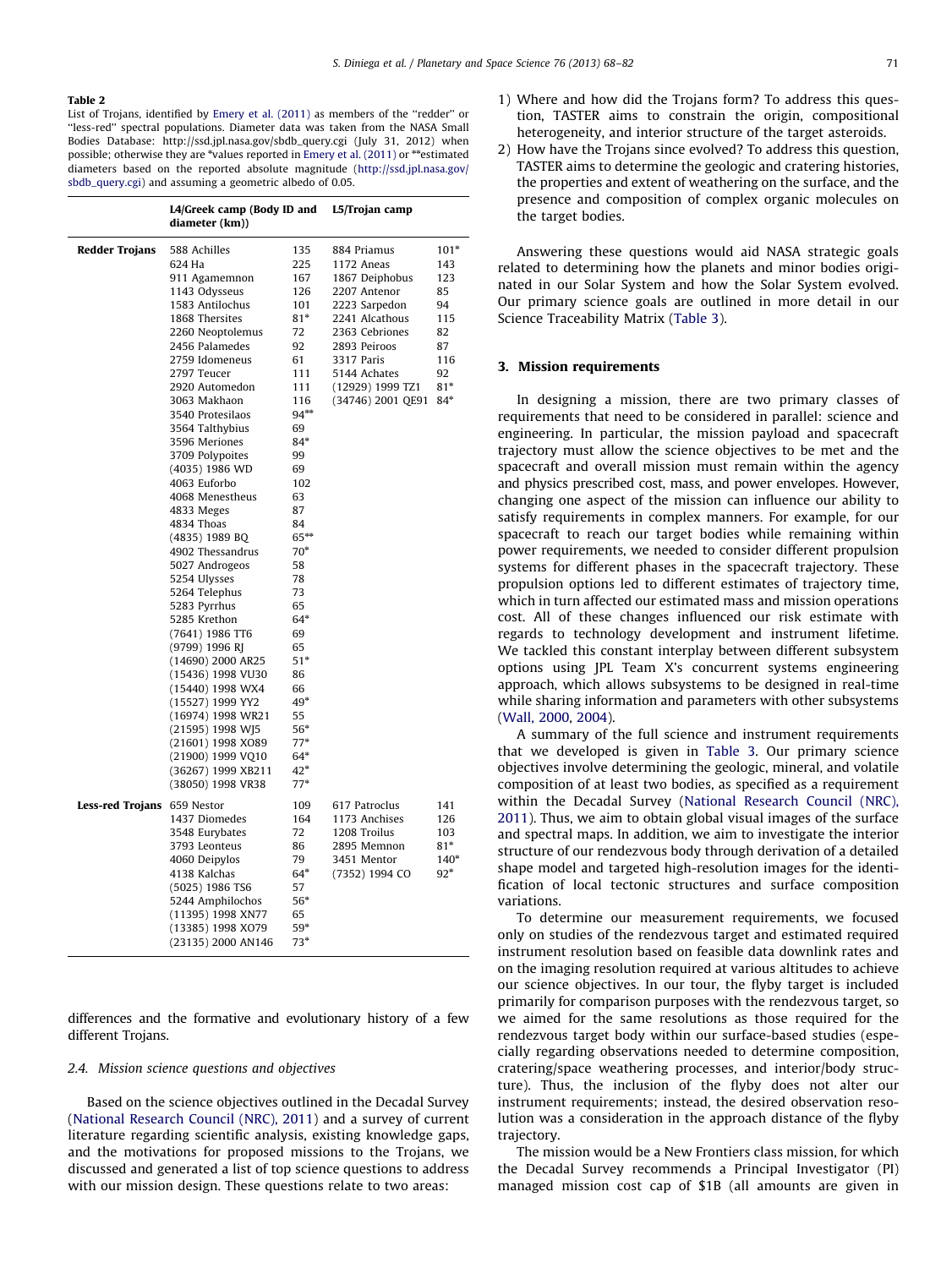**Table 2**
List of Trojans, identified by Emery et al. (2011) as members of the "redder" or "less-red" spectral populations. Diameter data was taken from the NASA Small Bodies Database: http://ssd.jpl.nasa.gov/sbdb_query.cgi (July 31, 2012) when possible; otherwise they are *values reported in Emery et al. (2011) or **estimated diameters based on the reported absolute magnitude (http://ssd.jpl.nasa.gov/sbdb_query.cgi) and assuming a geometric albedo of 0.05.

| | L4/Greek camp (Body ID and diameter (km)) | | L5/Trojan camp | |
|---|---|---|---|---|
| Redder Trojans | 588 Achilles | 135 | 884 Priamus | 101* |
| | 624 Ha | 225 | 1172 Aneas | 143 |
| | 911 Agamemnon | 167 | 1867 Deiphobus | 123 |
| | 1143 Odysseus | 126 | 2207 Antenor | 85 |
| | 1583 Antilochus | 101 | 2223 Sarpedon | 94 |
| | 1868 Thersites | 81* | 2241 Alcathous | 115 |
| | 2260 Neoptolemus | 72 | 2363 Cebriones | 82 |
| | 2456 Palamedes | 92 | 2893 Peiroos | 87 |
| | 2759 Idomeneus | 61 | 3317 Paris | 116 |
| | 2797 Teucer | 111 | 5144 Achates | 92 |
| | 2920 Automedon | 111 | (12929) 1999 TZ1 | 81* |
| | 3063 Makhaon | 116 | (34746) 2001 QE91 | 84* |
| | 3540 Protesilaos | 94** | | |
| | 3564 Talthybius | 69 | | |
| | 3596 Meriones | 84* | | |
| | 3709 Polypoites | 99 | | |
| | (4035) 1986 WD | 69 | | |
| | 4063 Euforbo | 102 | | |
| | 4068 Menestheus | 63 | | |
| | 4833 Meges | 87 | | |
| | 4834 Thoas | 84 | | |
| | (4835) 1989 BQ | 65** | | |
| | 4902 Thessandrus | 70* | | |
| | 5027 Androgeos | 58 | | |
| | 5254 Ulysses | 78 | | |
| | 5264 Telephus | 73 | | |
| | 5283 Pyrrhus | 65 | | |
| | 5285 Krethon | 64* | | |
| | (7641) 1986 TT6 | 69 | | |
| | (9799) 1996 RJ | 65 | | |
| | (14690) 2000 AR25 | 51* | | |
| | (15436) 1998 VU30 | 86 | | |
| | (15440) 1998 WX4 | 66 | | |
| | (15527) 1999 YY2 | 49* | | |
| | (16974) 1998 WR21 | 55 | | |
| | (21595) 1998 WJ5 | 56* | | |
| | (21601) 1998 XO89 | 77* | | |
| | (21900) 1999 VQ10 | 64* | | |
| | (36267) 1999 XB211 | 42* | | |
| | (38050) 1998 VR38 | 77* | | |
| Less-red Trojans | 659 Nestor | 109 | 617 Patroclus | 141 |
| | 1437 Diomedes | 164 | 1173 Anchises | 126 |
| | 3548 Eurybates | 72 | 1208 Troilus | 103 |
| | 3793 Leonteus | 86 | 2895 Memnon | 81* |
| | 4060 Deipylos | 79 | 3451 Mentor | 140* |
| | 4138 Kalchas | 64* | (7352) 1994 CO | 92* |
| | (5025) 1986 TS6 | 57 | | |
| | 5244 Amphilochos | 56* | | |
| | (11395) 1998 XN77 | 65 | | |
| | (13385) 1998 XO79 | 59* | | |
| | (23135) 2000 AN146 | 73* | | |

differences and the formative and evolutionary history of a few different Trojans.

### 2.4. Mission science questions and objectives

Based on the science objectives outlined in the Decadal Survey (National Research Council (NRC), 2011) and a survey of current literature regarding scientific analysis, existing knowledge gaps, and the motivations for proposed missions to the Trojans, we discussed and generated a list of top science questions to address with our mission design. These questions relate to two areas:

1) Where and how did the Trojans form? To address this question, TASTER aims to constrain the origin, compositional heterogeneity, and interior structure of the target asteroids.
2) How have the Trojans since evolved? To address this question, TASTER aims to determine the geologic and cratering histories, the properties and extent of weathering on the surface, and the presence and composition of complex organic molecules on the target bodies.

Answering these questions would aid NASA strategic goals related to determining how the planets and minor bodies originated in our Solar System and how the Solar System evolved. Our primary science goals are outlined in more detail in our Science Traceability Matrix (Table 3).

## 3. Mission requirements

In designing a mission, there are two primary classes of requirements that need to be considered in parallel: science and engineering. In particular, the mission payload and spacecraft trajectory must allow the science objectives to be met and the spacecraft and overall mission must remain within the agency and physics prescribed cost, mass, and power envelopes. However, changing one aspect of the mission can influence our ability to satisfy requirements in complex manners. For example, for our spacecraft to reach our target bodies while remaining within power requirements, we needed to consider different propulsion systems for different phases in the spacecraft trajectory. These propulsion options led to different estimates of trajectory time, which in turn affected our estimated mass and mission operations cost. All of these changes influenced our risk estimate with regards to technology development and instrument lifetime. We tackled this constant interplay between different subsystem options using JPL Team X's concurrent systems engineering approach, which allows subsystems to be designed in real-time while sharing information and parameters with other subsystems (Wall, 2000, 2004).

A summary of the full science and instrument requirements that we developed is given in Table 3. Our primary science objectives involve determining the geologic, mineral, and volatile composition of at least two bodies, as specified as a requirement within the Decadal Survey (National Research Council (NRC), 2011). Thus, we aim to obtain global visual images of the surface and spectral maps. In addition, we aim to investigate the interior structure of our rendezvous body through derivation of a detailed shape model and targeted high-resolution images for the identification of local tectonic structures and surface composition variations.

To determine our measurement requirements, we focused only on studies of the rendezvous target and estimated required instrument resolution based on feasible data downlink rates and on the imaging resolution required at various altitudes to achieve our science objectives. In our tour, the flyby target is included primarily for comparison purposes with the rendezvous target, so we aimed for the same resolutions as those required for the rendezvous target body within our surface-based studies (especially regarding observations needed to determine composition, cratering/space weathering processes, and interior/body structure). Thus, the inclusion of the flyby does not alter our instrument requirements; instead, the desired observation resolution was a consideration in the approach distance of the flyby trajectory.

The mission would be a New Frontiers class mission, for which the Decadal Survey recommends a Principal Investigator (PI) managed mission cost cap of $1B (all amounts are given in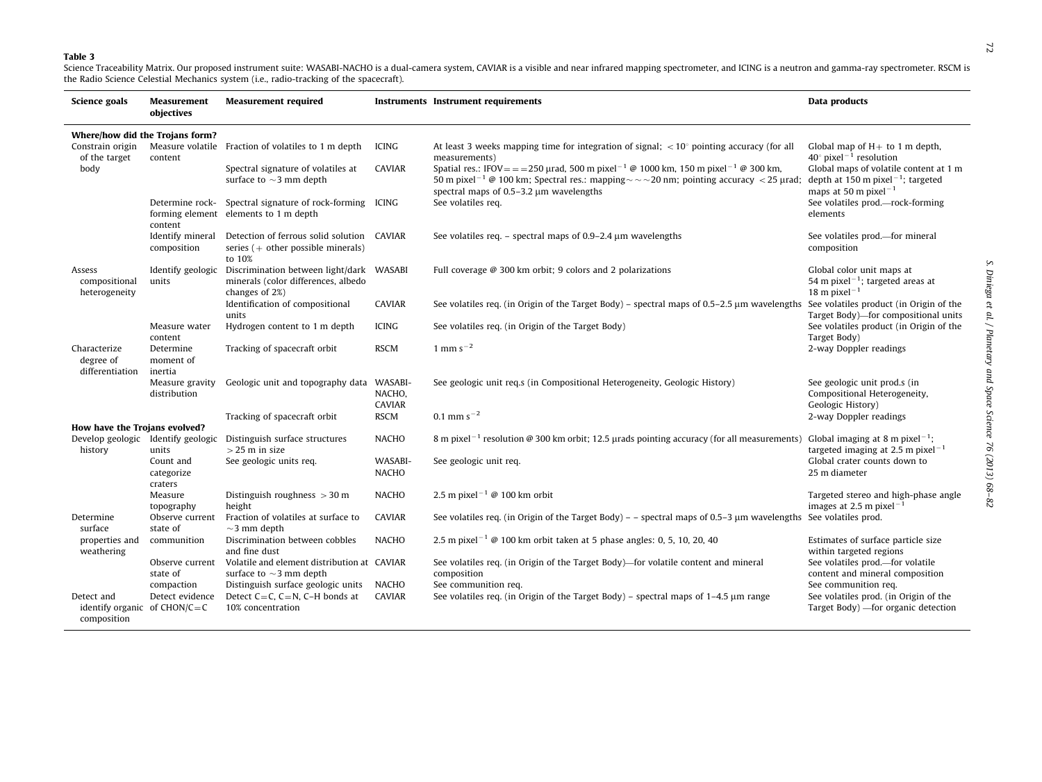**Table 3**
Science Traceability Matrix. Our proposed instrument suite: WASABI-NACHO is a dual-camera system, CAVIAR is a visible and near infrared mapping spectrometer, and ICING is a neutron and gamma-ray spectrometer. RSCM is the Radio Science Celestial Mechanics system (i.e., radio-tracking of the spacecraft).

| Science goals | Measurement objectives | Measurement required | Instruments | Instrument requirements | Data products |
|---|---|---|---|---|---|
| **Where/how did the Trojans form?** | | | | | |
| Constrain origin of the target body | Measure volatile content | Fraction of volatiles to 1 m depth | ICING | At least 3 weeks mapping time for integration of signal; $<10^{\circ}$ pointing accuracy (for all measurements) | Global map of H+ to 1 m depth, $40^{\circ}$ pixel$^{-1}$ resolution |
| | | Spectral signature of volatiles at surface to ~3 mm depth | CAVIAR | Spatial res.: IFOV= = =250 μrad, 500 m pixel$^{-1}$ @ 1000 km, 150 m pixel$^{-1}$ @ 300 km, 50 m pixel$^{-1}$ @ 100 km; Spectral res.: mapping~ ~ ~20 nm; pointing accuracy $<25$ μrad; spectral maps of 0.5–3.2 μm wavelengths | Global maps of volatile content at 1 m depth at 150 m pixel$^{-1}$; targeted maps at 50 m pixel$^{-1}$ |
| | Determine rock-forming element content | Spectral signature of rock-forming elements to 1 m depth | ICING | See volatiles req. | See volatiles prod.—rock-forming elements |
| | Identify mineral composition | Detection of ferrous solid solution series (+ other possible minerals) to 10% | CAVIAR | See volatiles req. – spectral maps of 0.9–2.4 μm wavelengths | See volatiles prod.—for mineral composition |
| Assess compositional heterogeneity | Identify geologic units | Discrimination between light/dark minerals (color differences, albedo changes of 2%) | WASABI | Full coverage @ 300 km orbit; 9 colors and 2 polarizations | Global color unit maps at 54 m pixel$^{-1}$; targeted areas at 18 m pixel$^{-1}$ |
| | | Identification of compositional units | CAVIAR | See volatiles req. (in Origin of the Target Body) – spectral maps of 0.5–2.5 μm wavelengths | See volatiles product (in Origin of the Target Body)—for compositional units |
| | Measure water content | Hydrogen content to 1 m depth | ICING | See volatiles req. (in Origin of the Target Body) | See volatiles product (in Origin of the Target Body) |
| Characterize degree of differentiation | Determine moment of inertia | Tracking of spacecraft orbit | RSCM | 1 mm s$^{-2}$ | 2-way Doppler readings |
| | Measure gravity distribution | Geologic unit and topography data | WASABI-NACHO, CAVIAR | See geologic unit req.s (in Compositional Heterogeneity, Geologic History) | See geologic unit prod.s (in Compositional Heterogeneity, Geologic History) |
| | | Tracking of spacecraft orbit | RSCM | 0.1 mm s$^{-2}$ | 2-way Doppler readings |
| **How have the Trojans evolved?** | | | | | |
| Develop geologic history | Identify geologic units | Distinguish surface structures $>25$ m in size | NACHO | 8 m pixel$^{-1}$ resolution @ 300 km orbit; 12.5 μrads pointing accuracy (for all measurements) | Global imaging at 8 m pixel$^{-1}$; targeted imaging at 2.5 m pixel$^{-1}$ |
| | Count and categorize craters | See geologic units req. | WASABI-NACHO | See geologic unit req. | Global crater counts down to 25 m diameter |
| | Measure topography | Distinguish roughness $>30$ m height | NACHO | 2.5 m pixel$^{-1}$ @ 100 km orbit | Targeted stereo and high-phase angle images at 2.5 m pixel$^{-1}$ |
| Determine surface properties and weathering | Observe current state of communition | Fraction of volatiles at surface to ~3 mm depth | CAVIAR | See volatiles req. (in Origin of the Target Body) – – spectral maps of 0.5–3 μm wavelengths | See volatiles prod. |
| | | Discrimination between cobbles and fine dust | NACHO | 2.5 m pixel$^{-1}$ @ 100 km orbit taken at 5 phase angles: 0, 5, 10, 20, 40 | Estimates of surface particle size within targeted regions |
| | Observe current state of compaction | Volatile and element distribution at surface to ~3 mm depth | CAVIAR | See volatiles req. (in Origin of the Target Body)—for volatile content and mineral composition | See volatiles prod.—for volatile content and mineral composition |
| | | Distinguish surface geologic units | NACHO | See communition req. | See communition req. |
| Detect and identify organic composition | Detect evidence of CHON/C=C | Detect C=C, C=N, C–H bonds at 10% concentration | CAVIAR | See volatiles req. (in Origin of the Target Body) – spectral maps of 1–4.5 μm range | See volatiles prod. (in Origin of the Target Body) —for organic detection |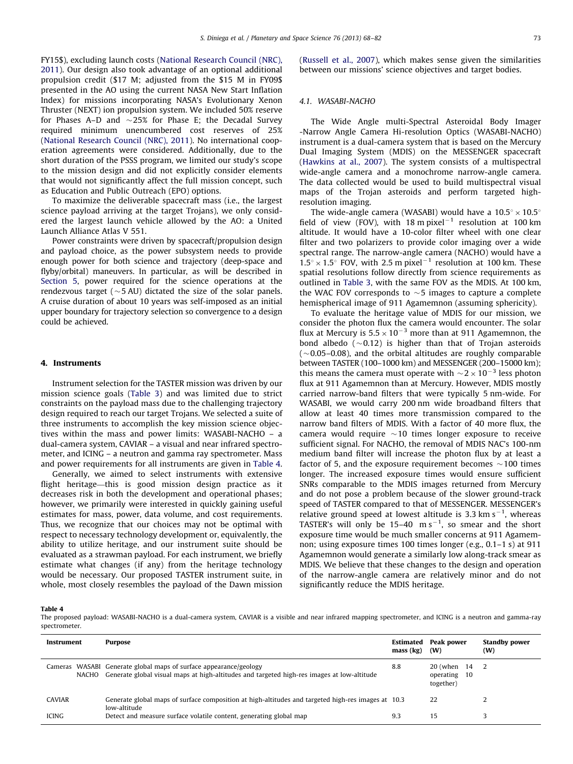FY15$), excluding launch costs (National Research Council (NRC), 2011). Our design also took advantage of an optional additional propulsion credit ($17 M; adjusted from the $15 M in FY09$ presented in the AO using the current NASA New Start Inflation Index) for missions incorporating NASA's Evolutionary Xenon Thruster (NEXT) ion propulsion system. We included 50% reserve for Phases A–D and ~25% for Phase E; the Decadal Survey required minimum unencumbered cost reserves of 25% (National Research Council (NRC), 2011). No international cooperation agreements were considered. Additionally, due to the short duration of the PSSS program, we limited our study's scope to the mission design and did not explicitly consider elements that would not significantly affect the full mission concept, such as Education and Public Outreach (EPO) options.

To maximize the deliverable spacecraft mass (i.e., the largest science payload arriving at the target Trojans), we only considered the largest launch vehicle allowed by the AO: a United Launch Alliance Atlas V 551.

Power constraints were driven by spacecraft/propulsion design and payload choice, as the power subsystem needs to provide enough power for both science and trajectory (deep-space and flyby/orbital) maneuvers. In particular, as will be described in Section 5, power required for the science operations at the rendezvous target (~5 AU) dictated the size of the solar panels. A cruise duration of about 10 years was self-imposed as an initial upper boundary for trajectory selection so convergence to a design could be achieved.

## 4. Instruments

Instrument selection for the TASTER mission was driven by our mission science goals (Table 3) and was limited due to strict constraints on the payload mass due to the challenging trajectory design required to reach our target Trojans. We selected a suite of three instruments to accomplish the key mission science objectives within the mass and power limits: WASABI-NACHO – a dual-camera system, CAVIAR – a visual and near infrared spectrometer, and ICING – a neutron and gamma ray spectrometer. Mass and power requirements for all instruments are given in Table 4.

Generally, we aimed to select instruments with extensive flight heritage—this is good mission design practice as it decreases risk in both the development and operational phases; however, we primarily were interested in quickly gaining useful estimates for mass, power, data volume, and cost requirements. Thus, we recognize that our choices may not be optimal with respect to necessary technology development or, equivalently, the ability to utilize heritage, and our instrument suite should be evaluated as a strawman payload. For each instrument, we briefly estimate what changes (if any) from the heritage technology would be necessary. Our proposed TASTER instrument suite, in whole, most closely resembles the payload of the Dawn mission (Russell et al., 2007), which makes sense given the similarities between our missions' science objectives and target bodies.

### 4.1. WASABI-NACHO

The Wide Angle multi-Spectral Asteroidal Body Imager -Narrow Angle Camera Hi-resolution Optics (WASABI-NACHO) instrument is a dual-camera system that is based on the Mercury Dual Imaging System (MDIS) on the MESSENGER spacecraft (Hawkins at al., 2007). The system consists of a multispectral wide-angle camera and a monochrome narrow-angle camera. The data collected would be used to build multispectral visual maps of the Trojan asteroids and perform targeted high-resolution imaging.

The wide-angle camera (WASABI) would have a $10.5^\circ \times 10.5^\circ$ field of view (FOV), with $18\ \mathrm{m\ pixel^{-1}}$ resolution at 100 km altitude. It would have a 10-color filter wheel with one clear filter and two polarizers to provide color imaging over a wide spectral range. The narrow-angle camera (NACHO) would have a $1.5^\circ \times 1.5^\circ$ FOV, with $2.5\ \mathrm{m\ pixel^{-1}}$ resolution at 100 km. These spatial resolutions follow directly from science requirements as outlined in Table 3, with the same FOV as the MDIS. At 100 km, the WAC FOV corresponds to ~5 images to capture a complete hemispherical image of 911 Agamemnon (assuming sphericity).

To evaluate the heritage value of MDIS for our mission, we consider the photon flux the camera would encounter. The solar flux at Mercury is $5.5 \times 10^{-3}$ more than at 911 Agamemnon, the bond albedo (~0.12) is higher than that of Trojan asteroids (~0.05–0.08), and the orbital altitudes are roughly comparable between TASTER (100–1000 km) and MESSENGER (200–15000 km); this means the camera must operate with $\sim 2 \times 10^{-3}$ less photon flux at 911 Agamemnon than at Mercury. However, MDIS mostly carried narrow-band filters that were typically 5 nm-wide. For WASABI, we would carry 200 nm wide broadband filters that allow at least 40 times more transmission compared to the narrow band filters of MDIS. With a factor of 40 more flux, the camera would require ~10 times longer exposure to receive sufficient signal. For NACHO, the removal of MDIS NAC's 100-nm medium band filter will increase the photon flux by at least a factor of 5, and the exposure requirement becomes ~100 times longer. The increased exposure times would ensure sufficient SNRs comparable to the MDIS images returned from Mercury and do not pose a problem because of the slower ground-track speed of TASTER compared to that of MESSENGER. MESSENGER's relative ground speed at lowest altitude is $3.3\ \mathrm{km\ s^{-1}}$, whereas TASTER's will only be $15–40\ \mathrm{m\ s^{-1}}$, so smear and the short exposure time would be much smaller concerns at 911 Agamemnon; using exposure times 100 times longer (e.g., 0.1–1 s) at 911 Agamemnon would generate a similarly low along-track smear as MDIS. We believe that these changes to the design and operation of the narrow-angle camera are relatively minor and do not significantly reduce the MDIS heritage.

**Table 4**
The proposed payload: WASABI-NACHO is a dual-camera system, CAVIAR is a visible and near infrared mapping spectrometer, and ICING is a neutron and gamma-ray spectrometer.

| Instrument | | Purpose | Estimated mass (kg) | Peak power (W) | | Standby power (W) |
|---|---|---|---|---|---|---|
| Cameras | WASABI | Generate global maps of surface appearance/geology | 8.8 | 20 (when operating together) | 14 | 2 |
| | NACHO | Generate global visual maps at high-altitudes and targeted high-res images at low-altitude | | | 10 | |
| CAVIAR | | Generate global maps of surface composition at high-altitudes and targeted high-res images at low-altitude | 10.3 | 22 | | 2 |
| ICING | | Detect and measure surface volatile content, generating global map | 9.3 | 15 | | 3 |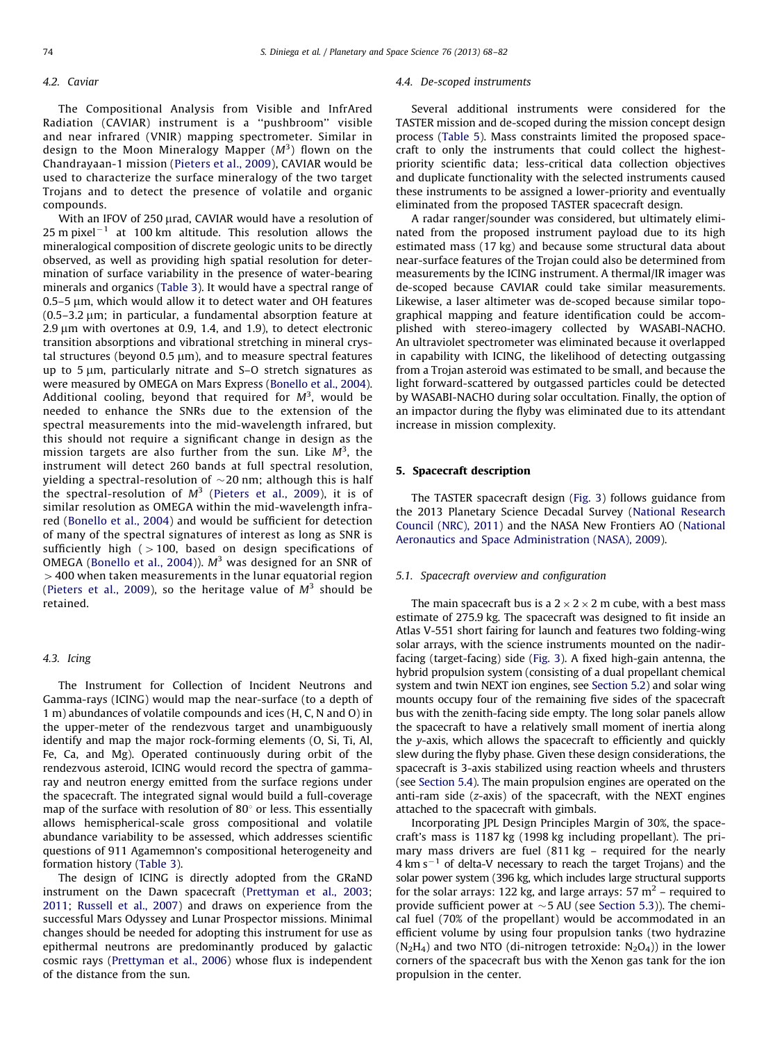### 4.2. Caviar

The Compositional Analysis from Visible and InfrAred Radiation (CAVIAR) instrument is a ''pushbroom'' visible and near infrared (VNIR) mapping spectrometer. Similar in design to the Moon Mineralogy Mapper ($M^3$) flown on the Chandrayaan-1 mission (Pieters et al., 2009), CAVIAR would be used to characterize the surface mineralogy of the two target Trojans and to detect the presence of volatile and organic compounds.

With an IFOV of 250 μrad, CAVIAR would have a resolution of 25 m pixel$^{-1}$ at 100 km altitude. This resolution allows the mineralogical composition of discrete geologic units to be directly observed, as well as providing high spatial resolution for determination of surface variability in the presence of water-bearing minerals and organics (Table 3). It would have a spectral range of 0.5–5 μm, which would allow it to detect water and OH features (0.5–3.2 μm; in particular, a fundamental absorption feature at 2.9 μm with overtones at 0.9, 1.4, and 1.9), to detect electronic transition absorptions and vibrational stretching in mineral crystal structures (beyond 0.5 μm), and to measure spectral features up to 5 μm, particularly nitrate and S–O stretch signatures as were measured by OMEGA on Mars Express (Bonello et al., 2004). Additional cooling, beyond that required for $M^3$, would be needed to enhance the SNRs due to the extension of the spectral measurements into the mid-wavelength infrared, but this should not require a significant change in design as the mission targets are also further from the sun. Like $M^3$, the instrument will detect 260 bands at full spectral resolution, yielding a spectral-resolution of ~20 nm; although this is half the spectral-resolution of $M^3$ (Pieters et al., 2009), it is of similar resolution as OMEGA within the mid-wavelength infrared (Bonello et al., 2004) and would be sufficient for detection of many of the spectral signatures of interest as long as SNR is sufficiently high ( > 100, based on design specifications of OMEGA (Bonello et al., 2004)). $M^3$ was designed for an SNR of > 400 when taken measurements in the lunar equatorial region (Pieters et al., 2009), so the heritage value of $M^3$ should be retained.

### 4.3. Icing

The Instrument for Collection of Incident Neutrons and Gamma-rays (ICING) would map the near-surface (to a depth of 1 m) abundances of volatile compounds and ices (H, C, N and O) in the upper-meter of the rendezvous target and unambiguously identify and map the major rock-forming elements (O, Si, Ti, Al, Fe, Ca, and Mg). Operated continuously during orbit of the rendezvous asteroid, ICING would record the spectra of gamma-ray and neutron energy emitted from the surface regions under the spacecraft. The integrated signal would build a full-coverage map of the surface with resolution of 80° or less. This essentially allows hemispherical-scale gross compositional and volatile abundance variability to be assessed, which addresses scientific questions of 911 Agamemnon's compositional heterogeneity and formation history (Table 3).

The design of ICING is directly adopted from the GRaND instrument on the Dawn spacecraft (Prettyman et al., 2003; 2011; Russell et al., 2007) and draws on experience from the successful Mars Odyssey and Lunar Prospector missions. Minimal changes should be needed for adopting this instrument for use as epithermal neutrons are predominantly produced by galactic cosmic rays (Prettyman et al., 2006) whose flux is independent of the distance from the sun.

### 4.4. De-scoped instruments

Several additional instruments were considered for the TASTER mission and de-scoped during the mission concept design process (Table 5). Mass constraints limited the proposed spacecraft to only the instruments that could collect the highest-priority scientific data; less-critical data collection objectives and duplicate functionality with the selected instruments caused these instruments to be assigned a lower-priority and eventually eliminated from the proposed TASTER spacecraft design.

A radar ranger/sounder was considered, but ultimately eliminated from the proposed instrument payload due to its high estimated mass (17 kg) and because some structural data about near-surface features of the Trojan could also be determined from measurements by the ICING instrument. A thermal/IR imager was de-scoped because CAVIAR could take similar measurements. Likewise, a laser altimeter was de-scoped because similar topographical mapping and feature identification could be accomplished with stereo-imagery collected by WASABI-NACHO. An ultraviolet spectrometer was eliminated because it overlapped in capability with ICING, the likelihood of detecting outgassing from a Trojan asteroid was estimated to be small, and because the light forward-scattered by outgassed particles could be detected by WASABI-NACHO during solar occultation. Finally, the option of an impactor during the flyby was eliminated due to its attendant increase in mission complexity.

## 5. Spacecraft description

The TASTER spacecraft design (Fig. 3) follows guidance from the 2013 Planetary Science Decadal Survey (National Research Council (NRC), 2011) and the NASA New Frontiers AO (National Aeronautics and Space Administration (NASA), 2009).

### 5.1. Spacecraft overview and configuration

The main spacecraft bus is a 2 × 2 × 2 m cube, with a best mass estimate of 275.9 kg. The spacecraft was designed to fit inside an Atlas V-551 short fairing for launch and features two folding-wing solar arrays, with the science instruments mounted on the nadir-facing (target-facing) side (Fig. 3). A fixed high-gain antenna, the hybrid propulsion system (consisting of a dual propellant chemical system and twin NEXT ion engines, see Section 5.2) and solar wing mounts occupy four of the remaining five sides of the spacecraft bus with the zenith-facing side empty. The long solar panels allow the spacecraft to have a relatively small moment of inertia along the y-axis, which allows the spacecraft to efficiently and quickly slew during the flyby phase. Given these design considerations, the spacecraft is 3-axis stabilized using reaction wheels and thrusters (see Section 5.4). The main propulsion engines are operated on the anti-ram side (z-axis) of the spacecraft, with the NEXT engines attached to the spacecraft with gimbals.

Incorporating JPL Design Principles Margin of 30%, the spacecraft's mass is 1187 kg (1998 kg including propellant). The primary mass drivers are fuel (811 kg – required for the nearly 4 km s$^{-1}$ of delta-V necessary to reach the target Trojans) and the solar power system (396 kg, which includes large structural supports for the solar arrays: 122 kg, and large arrays: 57 m$^2$ – required to provide sufficient power at ~5 AU (see Section 5.3)). The chemical fuel (70% of the propellant) would be accommodated in an efficient volume by using four propulsion tanks (two hydrazine ($N_2H_4$) and two NTO (di-nitrogen tetroxide: $N_2O_4$)) in the lower corners of the spacecraft bus with the Xenon gas tank for the ion propulsion in the center.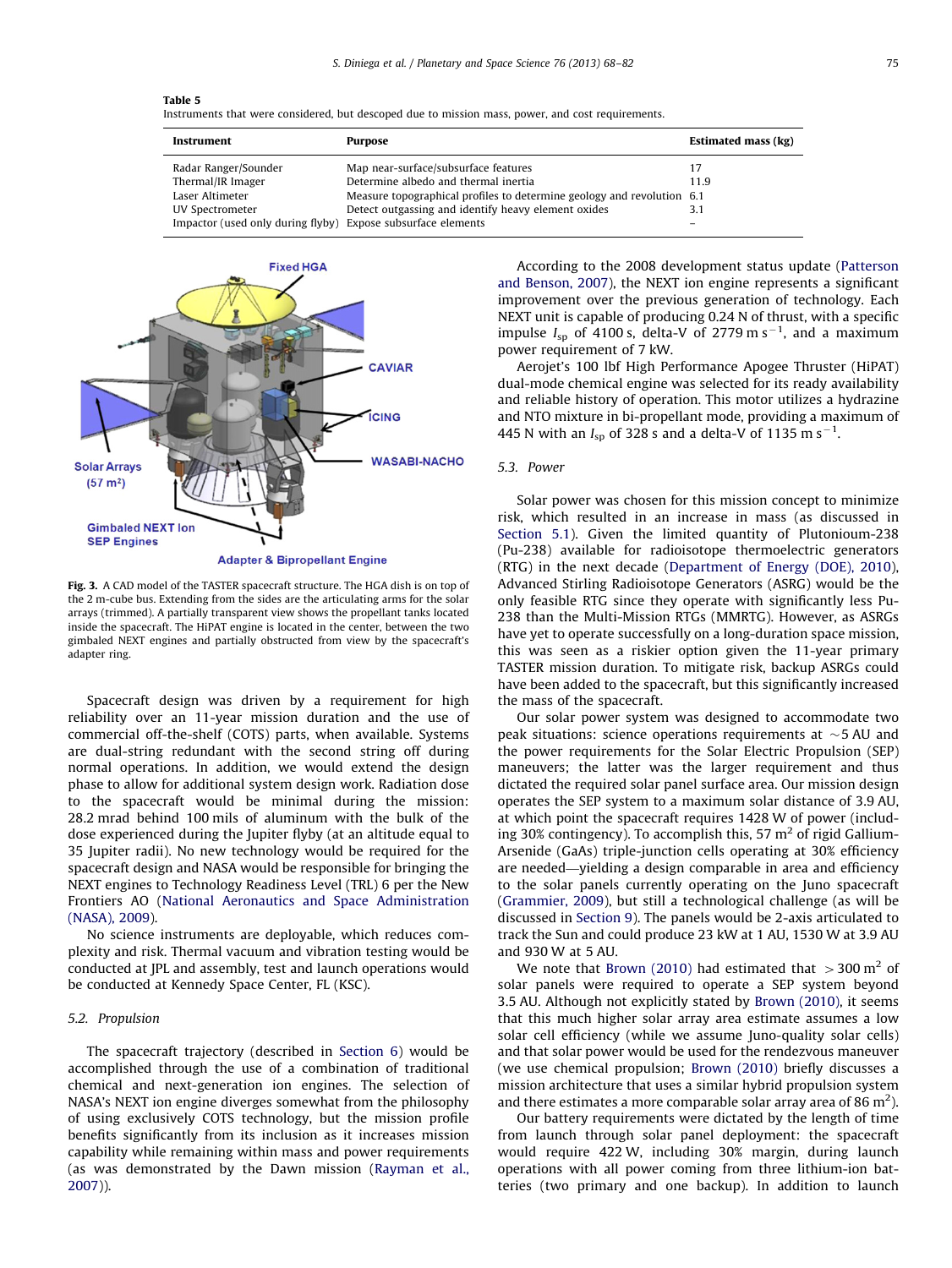**Table 5**
Instruments that were considered, but descoped due to mission mass, power, and cost requirements.

| Instrument | Purpose | Estimated mass (kg) |
|---|---|---|
| Radar Ranger/Sounder | Map near-surface/subsurface features | 17 |
| Thermal/IR Imager | Determine albedo and thermal inertia | 11.9 |
| Laser Altimeter | Measure topographical profiles to determine geology and revolution | 6.1 |
| UV Spectrometer | Detect outgassing and identify heavy element oxides | 3.1 |
| Impactor (used only during flyby) | Expose subsurface elements | – |

**Fig. 3.** A CAD model of the TASTER spacecraft structure. The HGA dish is on top of the 2 m-cube bus. Extending from the sides are the articulating arms for the solar arrays (trimmed). A partially transparent view shows the propellant tanks located inside the spacecraft. The HiPAT engine is located in the center, between the two gimbaled NEXT engines and partially obstructed from view by the spacecraft's adapter ring.

Spacecraft design was driven by a requirement for high reliability over an 11-year mission duration and the use of commercial off-the-shelf (COTS) parts, when available. Systems are dual-string redundant with the second string off during normal operations. In addition, we would extend the design phase to allow for additional system design work. Radiation dose to the spacecraft would be minimal during the mission: 28.2 mrad behind 100 mils of aluminum with the bulk of the dose experienced during the Jupiter flyby (at an altitude equal to 35 Jupiter radii). No new technology would be required for the spacecraft design and NASA would be responsible for bringing the NEXT engines to Technology Readiness Level (TRL) 6 per the New Frontiers AO (National Aeronautics and Space Administration (NASA), 2009).

No science instruments are deployable, which reduces complexity and risk. Thermal vacuum and vibration testing would be conducted at JPL and assembly, test and launch operations would be conducted at Kennedy Space Center, FL (KSC).

### 5.2. Propulsion

The spacecraft trajectory (described in Section 6) would be accomplished through the use of a combination of traditional chemical and next-generation ion engines. The selection of NASA's NEXT ion engine diverges somewhat from the philosophy of using exclusively COTS technology, but the mission profile benefits significantly from its inclusion as it increases mission capability while remaining within mass and power requirements (as was demonstrated by the Dawn mission (Rayman et al., 2007)).

According to the 2008 development status update (Patterson and Benson, 2007), the NEXT ion engine represents a significant improvement over the previous generation of technology. Each NEXT unit is capable of producing 0.24 N of thrust, with a specific impulse $I_{sp}$ of 4100 s, delta-V of 2779 m s$^{-1}$, and a maximum power requirement of 7 kW.

Aerojet's 100 lbf High Performance Apogee Thruster (HiPAT) dual-mode chemical engine was selected for its ready availability and reliable history of operation. This motor utilizes a hydrazine and NTO mixture in bi-propellant mode, providing a maximum of 445 N with an $I_{sp}$ of 328 s and a delta-V of 1135 m s$^{-1}$.

### 5.3. Power

Solar power was chosen for this mission concept to minimize risk, which resulted in an increase in mass (as discussed in Section 5.1). Given the limited quantity of Plutonium-238 (Pu-238) available for radioisotope thermoelectric generators (RTG) in the next decade (Department of Energy (DOE), 2010), Advanced Stirling Radioisotope Generators (ASRG) would be the only feasible RTG since they operate with significantly less Pu-238 than the Multi-Mission RTGs (MMRTG). However, as ASRGs have yet to operate successfully on a long-duration space mission, this was seen as a riskier option given the 11-year primary TASTER mission duration. To mitigate risk, backup ASRGs could have been added to the spacecraft, but this significantly increased the mass of the spacecraft.

Our solar power system was designed to accommodate two peak situations: science operations requirements at ~5 AU and the power requirements for the Solar Electric Propulsion (SEP) maneuvers; the latter was the larger requirement and thus dictated the required solar panel surface area. Our mission design operates the SEP system to a maximum solar distance of 3.9 AU, at which point the spacecraft requires 1428 W of power (including 30% contingency). To accomplish this, 57 m$^2$ of rigid Gallium-Arsenide (GaAs) triple-junction cells operating at 30% efficiency are needed—yielding a design comparable in area and efficiency to the solar panels currently operating on the Juno spacecraft (Grammier, 2009), but still a technological challenge (as will be discussed in Section 9). The panels would be 2-axis articulated to track the Sun and could produce 23 kW at 1 AU, 1530 W at 3.9 AU and 930 W at 5 AU.

We note that Brown (2010) had estimated that > 300 m$^2$ of solar panels were required to operate a SEP system beyond 3.5 AU. Although not explicitly stated by Brown (2010), it seems that this much higher solar array area estimate assumes a low solar cell efficiency (while we assume Juno-quality solar cells) and that solar power would be used for the rendezvous maneuver (we use chemical propulsion; Brown (2010) briefly discusses a mission architecture that uses a similar hybrid propulsion system and there estimates a more comparable solar array area of 86 m$^2$).

Our battery requirements were dictated by the length of time from launch through solar panel deployment: the spacecraft would require 422 W, including 30% margin, during launch operations with all power coming from three lithium-ion batteries (two primary and one backup). In addition to launch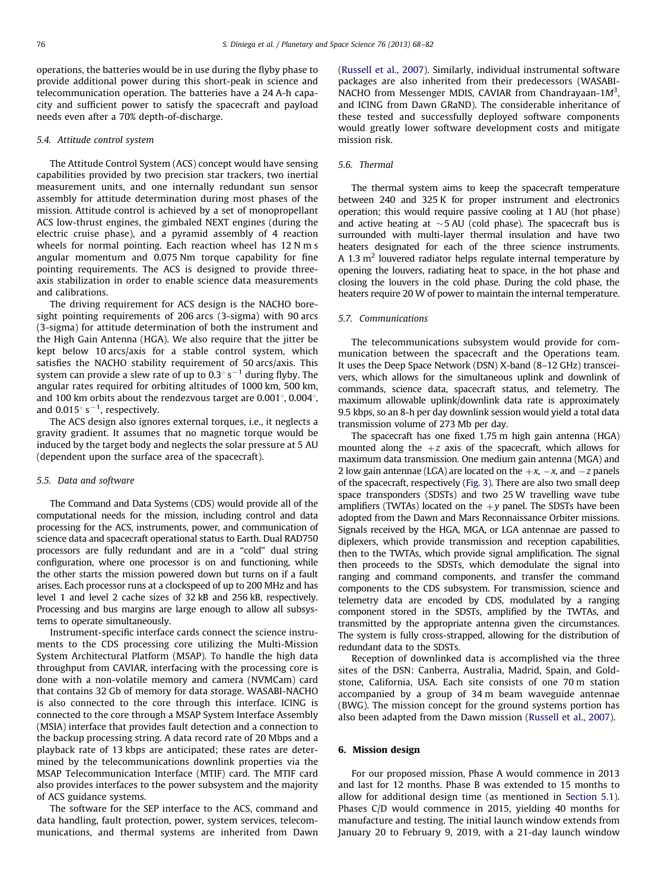operations, the batteries would be in use during the flyby phase to provide additional power during this short-peak in science and telecommunication operation. The batteries have a 24 A-h capacity and sufficient power to satisfy the spacecraft and payload needs even after a 70% depth-of-discharge.

### 5.4. Attitude control system

The Attitude Control System (ACS) concept would have sensing capabilities provided by two precision star trackers, two inertial measurement units, and one internally redundant sun sensor assembly for attitude determination during most phases of the mission. Attitude control is achieved by a set of monopropellant ACS low-thrust engines, the gimbaled NEXT engines (during the electric cruise phase), and a pyramid assembly of 4 reaction wheels for normal pointing. Each reaction wheel has 12 N m s angular momentum and 0.075 Nm torque capability for fine pointing requirements. The ACS is designed to provide three-axis stabilization in order to enable science data measurements and calibrations.

The driving requirement for ACS design is the NACHO boresight pointing requirements of 206 arcs (3-sigma) with 90 arcs (3-sigma) for attitude determination of both the instrument and the High Gain Antenna (HGA). We also require that the jitter be kept below 10 arcs/axis for a stable control system, which satisfies the NACHO stability requirement of 50 arcs/axis. This system can provide a slew rate of up to $0.3^{\circ}\,s^{-1}$ during flyby. The angular rates required for orbiting altitudes of 1000 km, 500 km, and 100 km orbits about the rendezvous target are $0.001^{\circ}$, $0.004^{\circ}$, and $0.015^{\circ}\,s^{-1}$, respectively.

The ACS design also ignores external torques, i.e., it neglects a gravity gradient. It assumes that no magnetic torque would be induced by the target body and neglects the solar pressure at 5 AU (dependent upon the surface area of the spacecraft).

### 5.5. Data and software

The Command and Data Systems (CDS) would provide all of the computational needs for the mission, including control and data processing for the ACS, instruments, power, and communication of science data and spacecraft operational status to Earth. Dual RAD750 processors are fully redundant and are in a "cold" dual string configuration, where one processor is on and functioning, while the other starts the mission powered down but turns on if a fault arises. Each processor runs at a clockspeed of up to 200 MHz and has level 1 and level 2 cache sizes of 32 kB and 256 kB, respectively. Processing and bus margins are large enough to allow all subsystems to operate simultaneously.

Instrument-specific interface cards connect the science instruments to the CDS processing core utilizing the Multi-Mission System Architectural Platform (MSAP). To handle the high data throughput from CAVIAR, interfacing with the processing core is done with a non-volatile memory and camera (NVMCam) card that contains 32 Gb of memory for data storage. WASABI-NACHO is also connected to the core through this interface. ICING is connected to the core through a MSAP System Interface Assembly (MSIA) interface that provides fault detection and a connection to the backup processing string. A data record rate of 20 Mbps and a playback rate of 13 kbps are anticipated; these rates are determined by the telecommunications downlink properties via the MSAP Telecommunication Interface (MTIF) card. The MTIF card also provides interfaces to the power subsystem and the majority of ACS guidance systems.

The software for the SEP interface to the ACS, command and data handling, fault protection, power, system services, telecommunications, and thermal systems are inherited from Dawn (Russell et al., 2007). Similarly, individual instrumental software packages are also inherited from their predecessors (WASABI-NACHO from Messenger MDIS, CAVIAR from Chandrayaan-1$M^3$, and ICING from Dawn GRaND). The considerable inheritance of these tested and successfully deployed software components would greatly lower software development costs and mitigate mission risk.

### 5.6. Thermal

The thermal system aims to keep the spacecraft temperature between 240 and 325 K for proper instrument and electronics operation; this would require passive cooling at 1 AU (hot phase) and active heating at $\sim$5 AU (cold phase). The spacecraft bus is surrounded with multi-layer thermal insulation and have two heaters designated for each of the three science instruments. A 1.3 $m^2$ louvered radiator helps regulate internal temperature by opening the louvers, radiating heat to space, in the hot phase and closing the louvers in the cold phase. During the cold phase, the heaters require 20 W of power to maintain the internal temperature.

### 5.7. Communications

The telecommunications subsystem would provide for communication between the spacecraft and the Operations team. It uses the Deep Space Network (DSN) X-band (8–12 GHz) transceivers, which allows for the simultaneous uplink and downlink of commands, science data, spacecraft status, and telemetry. The maximum allowable uplink/downlink data rate is approximately 9.5 kbps, so an 8-h per day downlink session would yield a total data transmission volume of 273 Mb per day.

The spacecraft has one fixed 1.75 m high gain antenna (HGA) mounted along the $+z$ axis of the spacecraft, which allows for maximum data transmission. One medium gain antenna (MGA) and 2 low gain antennae (LGA) are located on the $+x$, $-x$, and $-z$ panels of the spacecraft, respectively (Fig. 3). There are also two small deep space transponders (SDSTs) and two 25 W travelling wave tube amplifiers (TWTAs) located on the $+y$ panel. The SDSTs have been adopted from the Dawn and Mars Reconnaissance Orbiter missions. Signals received by the HGA, MGA, or LGA antennae are passed to diplexers, which provide transmission and reception capabilities, then to the TWTAs, which provide signal amplification. The signal then proceeds to the SDSTs, which demodulate the signal into ranging and command components, and transfer the command components to the CDS subsystem. For transmission, science and telemetry data are encoded by CDS, modulated by a ranging component stored in the SDSTs, amplified by the TWTAs, and transmitted by the appropriate antenna given the circumstances. The system is fully cross-strapped, allowing for the distribution of redundant data to the SDSTs.

Reception of downlinked data is accomplished via the three sites of the DSN: Canberra, Australia, Madrid, Spain, and Goldstone, California, USA. Each site consists of one 70 m station accompanied by a group of 34 m beam waveguide antennae (BWG). The mission concept for the ground systems portion has also been adapted from the Dawn mission (Russell et al., 2007).

## 6. Mission design

For our proposed mission, Phase A would commence in 2013 and last for 12 months. Phase B was extended to 15 months to allow for additional design time (as mentioned in Section 5.1). Phases C/D would commence in 2015, yielding 40 months for manufacture and testing. The initial launch window extends from January 20 to February 9, 2019, with a 21-day launch window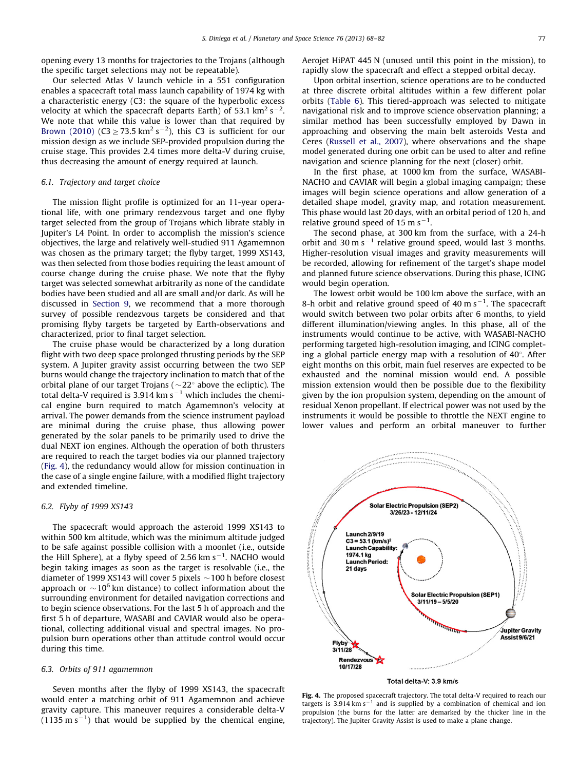opening every 13 months for trajectories to the Trojans (although the specific target selections may not be repeatable).

Our selected Atlas V launch vehicle in a 551 configuration enables a spacecraft total mass launch capability of 1974 kg with a characteristic energy (C3: the square of the hyperbolic excess velocity at which the spacecraft departs Earth) of 53.1 $km^2 s^{-2}$. We note that while this value is lower than that required by Brown (2010) (C3 $\geq$ 73.5 $km^2 s^{-2}$), this C3 is sufficient for our mission design as we include SEP-provided propulsion during the cruise stage. This provides 2.4 times more delta-V during cruise, thus decreasing the amount of energy required at launch.

### 6.1. Trajectory and target choice

The mission flight profile is optimized for an 11-year operational life, with one primary rendezvous target and one flyby target selected from the group of Trojans which librate stably in Jupiter's L4 Point. In order to accomplish the mission's science objectives, the large and relatively well-studied 911 Agamemnon was chosen as the primary target; the flyby target, 1999 XS143, was then selected from those bodies requiring the least amount of course change during the cruise phase. We note that the flyby target was selected somewhat arbitrarily as none of the candidate bodies have been studied and all are small and/or dark. As will be discussed in Section 9, we recommend that a more thorough survey of possible rendezvous targets be considered and that promising flyby targets be targeted by Earth-observations and characterized, prior to final target selection.

The cruise phase would be characterized by a long duration flight with two deep space prolonged thrusting periods by the SEP system. A Jupiter gravity assist occurring between the two SEP burns would change the trajectory inclination to match that of the orbital plane of our target Trojans (~22° above the ecliptic). The total delta-V required is 3.914 km $s^{-1}$ which includes the chemical engine burn required to match Agamemnon's velocity at arrival. The power demands from the science instrument payload are minimal during the cruise phase, thus allowing power generated by the solar panels to be primarily used to drive the dual NEXT ion engines. Although the operation of both thrusters are required to reach the target bodies via our planned trajectory (Fig. 4), the redundancy would allow for mission continuation in the case of a single engine failure, with a modified flight trajectory and extended timeline.

### 6.2. Flyby of 1999 XS143

The spacecraft would approach the asteroid 1999 XS143 to within 500 km altitude, which was the minimum altitude judged to be safe against possible collision with a moonlet (i.e., outside the Hill Sphere), at a flyby speed of 2.56 km $s^{-1}$. NACHO would begin taking images as soon as the target is resolvable (i.e., the diameter of 1999 XS143 will cover 5 pixels ~100 h before closest approach or ~$10^6$ km distance) to collect information about the surrounding environment for detailed navigation corrections and to begin science observations. For the last 5 h of approach and the first 5 h of departure, WASABI and CAVIAR would also be operational, collecting additional visual and spectral images. No propulsion burn operations other than attitude control would occur during this time.

### 6.3. Orbits of 911 agamemnon

Seven months after the flyby of 1999 XS143, the spacecraft would enter a matching orbit of 911 Agamemnon and achieve gravity capture. This maneuver requires a considerable delta-V (1135 m $s^{-1}$) that would be supplied by the chemical engine, Aerojet HiPAT 445 N (unused until this point in the mission), to rapidly slow the spacecraft and effect a stepped orbital decay.

Upon orbital insertion, science operations are to be conducted at three discrete orbital altitudes within a few different polar orbits (Table 6). This tiered-approach was selected to mitigate navigational risk and to improve science observation planning; a similar method has been successfully employed by Dawn in approaching and observing the main belt asteroids Vesta and Ceres (Russell et al., 2007), where observations and the shape model generated during one orbit can be used to alter and refine navigation and science planning for the next (closer) orbit.

In the first phase, at 1000 km from the surface, WASABI-NACHO and CAVIAR will begin a global imaging campaign; these images will begin science operations and allow generation of a detailed shape model, gravity map, and rotation measurement. This phase would last 20 days, with an orbital period of 120 h, and relative ground speed of 15 m $s^{-1}$.

The second phase, at 300 km from the surface, with a 24-h orbit and 30 m $s^{-1}$ relative ground speed, would last 3 months. Higher-resolution visual images and gravity measurements will be recorded, allowing for refinement of the target's shape model and planned future science observations. During this phase, ICING would begin operation.

The lowest orbit would be 100 km above the surface, with an 8-h orbit and relative ground speed of 40 m $s^{-1}$. The spacecraft would switch between two polar orbits after 6 months, to yield different illumination/viewing angles. In this phase, all of the instruments would continue to be active, with WASABI-NACHO performing targeted high-resolution imaging, and ICING completing a global particle energy map with a resolution of 40°. After eight months on this orbit, main fuel reserves are expected to be exhausted and the nominal mission would end. A possible mission extension would then be possible due to the flexibility given by the ion propulsion system, depending on the amount of residual Xenon propellant. If electrical power was not used by the instruments it would be possible to throttle the NEXT engine to lower values and perform an orbital maneuver to further

**Fig. 4.** The proposed spacecraft trajectory. The total delta-V required to reach our targets is 3.914 km $s^{-1}$ and is supplied by a combination of chemical and ion propulsion (the burns for the latter are demarked by the thicker line in the trajectory). The Jupiter Gravity Assist is used to make a plane change.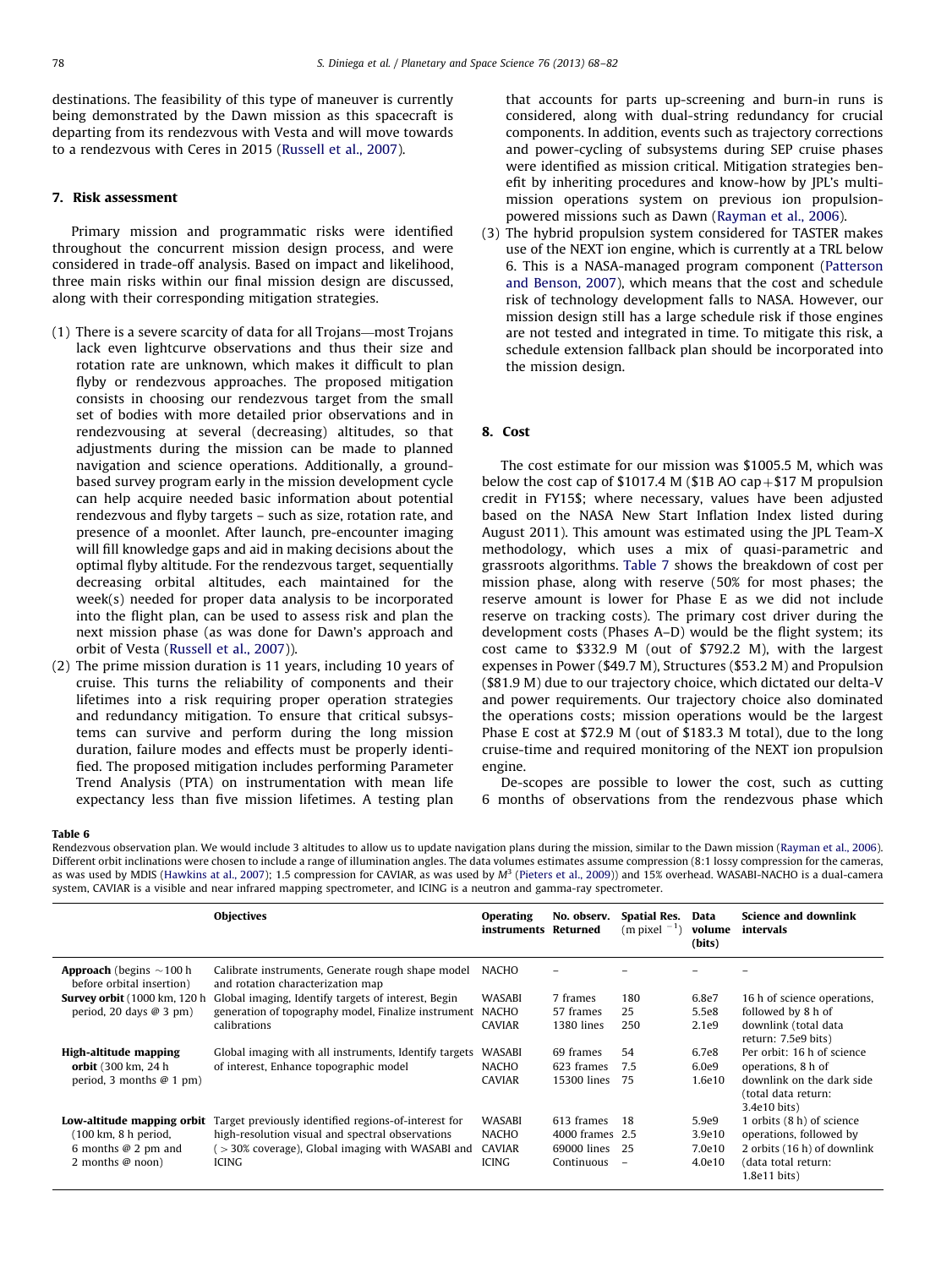destinations. The feasibility of this type of maneuver is currently being demonstrated by the Dawn mission as this spacecraft is departing from its rendezvous with Vesta and will move towards to a rendezvous with Ceres in 2015 (Russell et al., 2007).

## 7. Risk assessment

Primary mission and programmatic risks were identified throughout the concurrent mission design process, and were considered in trade-off analysis. Based on impact and likelihood, three main risks within our final mission design are discussed, along with their corresponding mitigation strategies.

(1) There is a severe scarcity of data for all Trojans—most Trojans lack even lightcurve observations and thus their size and rotation rate are unknown, which makes it difficult to plan flyby or rendezvous approaches. The proposed mitigation consists in choosing our rendezvous target from the small set of bodies with more detailed prior observations and in rendezvousing at several (decreasing) altitudes, so that adjustments during the mission can be made to planned navigation and science operations. Additionally, a ground-based survey program early in the mission development cycle can help acquire needed basic information about potential rendezvous and flyby targets – such as size, rotation rate, and presence of a moonlet. After launch, pre-encounter imaging will fill knowledge gaps and aid in making decisions about the optimal flyby altitude. For the rendezvous target, sequentially decreasing orbital altitudes, each maintained for the week(s) needed for proper data analysis to be incorporated into the flight plan, can be used to assess risk and plan the next mission phase (as was done for Dawn's approach and orbit of Vesta (Russell et al., 2007)).

(2) The prime mission duration is 11 years, including 10 years of cruise. This turns the reliability of components and their lifetimes into a risk requiring proper operation strategies and redundancy mitigation. To ensure that critical subsystems can survive and perform during the long mission duration, failure modes and effects must be properly identified. The proposed mitigation includes performing Parameter Trend Analysis (PTA) on instrumentation with mean life expectancy less than five mission lifetimes. A testing plan that accounts for parts up-screening and burn-in runs is considered, along with dual-string redundancy for crucial components. In addition, events such as trajectory corrections and power-cycling of subsystems during SEP cruise phases were identified as mission critical. Mitigation strategies benefit by inheriting procedures and know-how by JPL's multi-mission operations system on previous ion propulsion-powered missions such as Dawn (Rayman et al., 2006).

(3) The hybrid propulsion system considered for TASTER makes use of the NEXT ion engine, which is currently at a TRL below 6. This is a NASA-managed program component (Patterson and Benson, 2007), which means that the cost and schedule risk of technology development falls to NASA. However, our mission design still has a large schedule risk if those engines are not tested and integrated in time. To mitigate this risk, a schedule extension fallback plan should be incorporated into the mission design.

## 8. Cost

The cost estimate for our mission was \$1005.5 M, which was below the cost cap of \$1017.4 M (\$1B AO cap + \$17 M propulsion credit in FY15\$; where necessary, values have been adjusted based on the NASA New Start Inflation Index listed during August 2011). This amount was estimated using the JPL Team-X methodology, which uses a mix of quasi-parametric and grassroots algorithms. Table 7 shows the breakdown of cost per mission phase, along with reserve (50% for most phases; the reserve amount is lower for Phase E as we did not include reserve on tracking costs). The primary cost driver during the development costs (Phases A–D) would be the flight system; its cost came to \$332.9 M (out of \$792.2 M), with the largest expenses in Power (\$49.7 M), Structures (\$53.2 M) and Propulsion (\$81.9 M) due to our trajectory choice, which dictated our delta-V and power requirements. Our trajectory choice also dominated the operations costs; mission operations would be the largest Phase E cost at \$72.9 M (out of \$183.3 M total), due to the long cruise-time and required monitoring of the NEXT ion propulsion engine.

De-scopes are possible to lower the cost, such as cutting 6 months of observations from the rendezvous phase which

**Table 6**

Rendezvous observation plan. We would include 3 altitudes to allow us to update navigation plans during the mission, similar to the Dawn mission (Rayman et al., 2006). Different orbit inclinations were chosen to include a range of illumination angles. The data volumes estimates assume compression (8:1 lossy compression for the cameras, as was used by MDIS (Hawkins at al., 2007); 1.5 compression for CAVIAR, as was used by $M^3$ (Pieters et al., 2009)) and 15% overhead. WASABI-NACHO is a dual-camera system, CAVIAR is a visible and near infrared mapping spectrometer, and ICING is a neutron and gamma-ray spectrometer.

| | Objectives | Operating instruments | No. observ. Returned | Spatial Res. (m pixel $^{-1}$) | Data volume (bits) | Science and downlink intervals |
|---|---|---|---|---|---|---|
| **Approach** (begins ~100 h before orbital insertion) | Calibrate instruments, Generate rough shape model and rotation characterization map | NACHO | – | – | – | – |
| **Survey orbit** (1000 km, 120 h period, 20 days @ 3 pm) | Global imaging, Identify targets of interest, Begin generation of topography model, Finalize instrument calibrations | WASABI<br>NACHO<br>CAVIAR | 7 frames<br>57 frames<br>1380 lines | 180<br>25<br>250 | 6.8e7<br>5.5e8<br>2.1e9 | 16 h of science operations, followed by 8 h of downlink (total data return: 7.5e9 bits) |
| **High-altitude mapping orbit** (300 km, 24 h period, 3 months @ 1 pm) | Global imaging with all instruments, Identify targets of interest, Enhance topographic model | WASABI<br>NACHO<br>CAVIAR | 69 frames<br>623 frames<br>15300 lines | 54<br>7.5<br>75 | 6.7e8<br>6.0e9<br>1.6e10 | Per orbit: 16 h of science operations, 8 h of downlink on the dark side (total data return: 3.4e10 bits) |
| **Low-altitude mapping orbit** (100 km, 8 h period, 6 months @ 2 pm and 2 months @ noon) | Target previously identified regions-of-interest for high-resolution visual and spectral observations (> 30% coverage), Global imaging with WASABI and ICING | WASABI<br>NACHO<br>CAVIAR<br>ICING | 613 frames<br>4000 frames<br>69000 lines<br>Continuous | 18<br>2.5<br>25<br>– | 5.9e9<br>3.9e10<br>7.0e10<br>4.0e10 | 1 orbits (8 h) of science operations, followed by 2 orbits (16 h) of downlink (data total return: 1.8e11 bits) |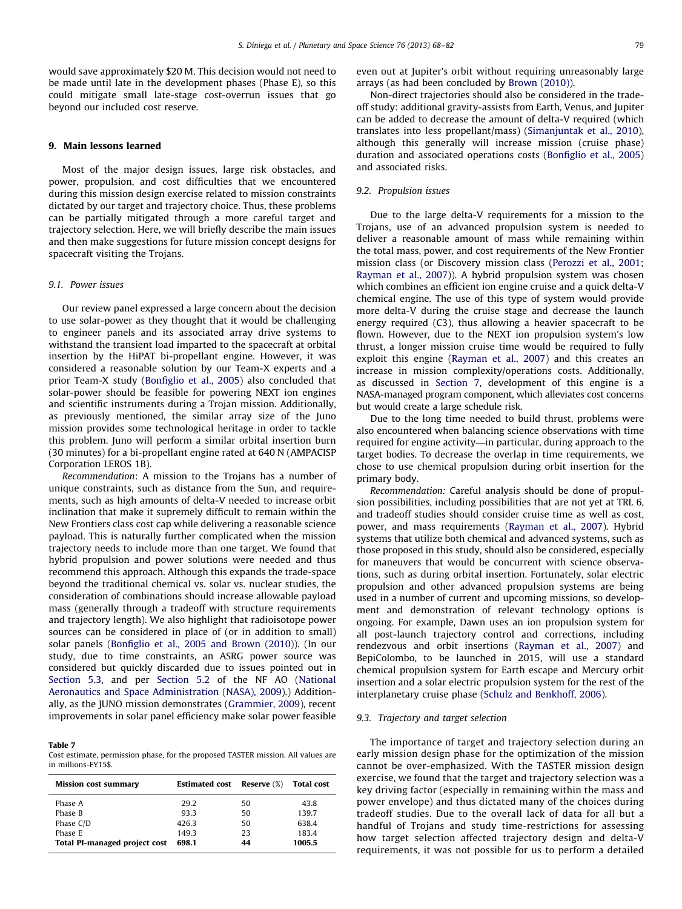would save approximately $20 M. This decision would not need to be made until late in the development phases (Phase E), so this could mitigate small late-stage cost-overrun issues that go beyond our included cost reserve.

## 9. Main lessons learned

Most of the major design issues, large risk obstacles, and power, propulsion, and cost difficulties that we encountered during this mission design exercise related to mission constraints dictated by our target and trajectory choice. Thus, these problems can be partially mitigated through a more careful target and trajectory selection. Here, we will briefly describe the main issues and then make suggestions for future mission concept designs for spacecraft visiting the Trojans.

### 9.1. Power issues

Our review panel expressed a large concern about the decision to use solar-power as they thought that it would be challenging to engineer panels and its associated array drive systems to withstand the transient load imparted to the spacecraft at orbital insertion by the HiPAT bi-propellant engine. However, it was considered a reasonable solution by our Team-X experts and a prior Team-X study (Bonfiglio et al., 2005) also concluded that solar-power should be feasible for powering NEXT ion engines and scientific instruments during a Trojan mission. Additionally, as previously mentioned, the similar array size of the Juno mission provides some technological heritage in order to tackle this problem. Juno will perform a similar orbital insertion burn (30 minutes) for a bi-propellant engine rated at 640 N (AMPACISP Corporation LEROS 1B).

*Recommendation*: A mission to the Trojans has a number of unique constraints, such as distance from the Sun, and requirements, such as high amounts of delta-V needed to increase orbit inclination that make it supremely difficult to remain within the New Frontiers class cost cap while delivering a reasonable science payload. This is naturally further complicated when the mission trajectory needs to include more than one target. We found that hybrid propulsion and power solutions were needed and thus recommend this approach. Although this expands the trade-space beyond the traditional chemical vs. solar vs. nuclear studies, the consideration of combinations should increase allowable payload mass (generally through a tradeoff with structure requirements and trajectory length). We also highlight that radioisotope power sources can be considered in place of (or in addition to small) solar panels (Bonfiglio et al., 2005 and Brown (2010)). (In our study, due to time constraints, an ASRG power source was considered but quickly discarded due to issues pointed out in Section 5.3, and per Section 5.2 of the NF AO (National Aeronautics and Space Administration (NASA), 2009).) Additionally, as the JUNO mission demonstrates (Grammier, 2009), recent improvements in solar panel efficiency make solar power feasible even out at Jupiter's orbit without requiring unreasonably large arrays (as had been concluded by Brown (2010)).

Non-direct trajectories should also be considered in the tradeoff study: additional gravity-assists from Earth, Venus, and Jupiter can be added to decrease the amount of delta-V required (which translates into less propellant/mass) (Simanjuntak et al., 2010), although this generally will increase mission (cruise phase) duration and associated operations costs (Bonfiglio et al., 2005) and associated risks.

**Table 7**
Cost estimate, permission phase, for the proposed TASTER mission. All values are in millions-FY15$.

| Mission cost summary | Estimated cost | Reserve (%) | Total cost |
|---|---|---|---|
| Phase A | 29.2 | 50 | 43.8 |
| Phase B | 93.3 | 50 | 139.7 |
| Phase C/D | 426.3 | 50 | 638.4 |
| Phase E | 149.3 | 23 | 183.4 |
| **Total PI-managed project cost** | **698.1** | **44** | **1005.5** |

### 9.2. Propulsion issues

Due to the large delta-V requirements for a mission to the Trojans, use of an advanced propulsion system is needed to deliver a reasonable amount of mass while remaining within the total mass, power, and cost requirements of the New Frontier mission class (or Discovery mission class (Perozzi et al., 2001; Rayman et al., 2007)). A hybrid propulsion system was chosen which combines an efficient ion engine cruise and a quick delta-V chemical engine. The use of this type of system would provide more delta-V during the cruise stage and decrease the launch energy required (C3), thus allowing a heavier spacecraft to be flown. However, due to the NEXT ion propulsion system's low thrust, a longer mission cruise time would be required to fully exploit this engine (Rayman et al., 2007) and this creates an increase in mission complexity/operations costs. Additionally, as discussed in Section 7, development of this engine is a NASA-managed program component, which alleviates cost concerns but would create a large schedule risk.

Due to the long time needed to build thrust, problems were also encountered when balancing science observations with time required for engine activity—in particular, during approach to the target bodies. To decrease the overlap in time requirements, we chose to use chemical propulsion during orbit insertion for the primary body.

*Recommendation:* Careful analysis should be done of propulsion possibilities, including possibilities that are not yet at TRL 6, and tradeoff studies should consider cruise time as well as cost, power, and mass requirements (Rayman et al., 2007). Hybrid systems that utilize both chemical and advanced systems, such as those proposed in this study, should also be considered, especially for maneuvers that would be concurrent with science observations, such as during orbital insertion. Fortunately, solar electric propulsion and other advanced propulsion systems are being used in a number of current and upcoming missions, so development and demonstration of relevant technology options is ongoing. For example, Dawn uses an ion propulsion system for all post-launch trajectory control and corrections, including rendezvous and orbit insertions (Rayman et al., 2007) and BepiColombo, to be launched in 2015, will use a standard chemical propulsion system for Earth escape and Mercury orbit insertion and a solar electric propulsion system for the rest of the interplanetary cruise phase (Schulz and Benkhoff, 2006).

### 9.3. Trajectory and target selection

The importance of target and trajectory selection during an early mission design phase for the optimization of the mission cannot be over-emphasized. With the TASTER mission design exercise, we found that the target and trajectory selection was a key driving factor (especially in remaining within the mass and power envelope) and thus dictated many of the choices during tradeoff studies. Due to the overall lack of data for all but a handful of Trojans and study time-restrictions for assessing how target selection affected trajectory design and delta-V requirements, it was not possible for us to perform a detailed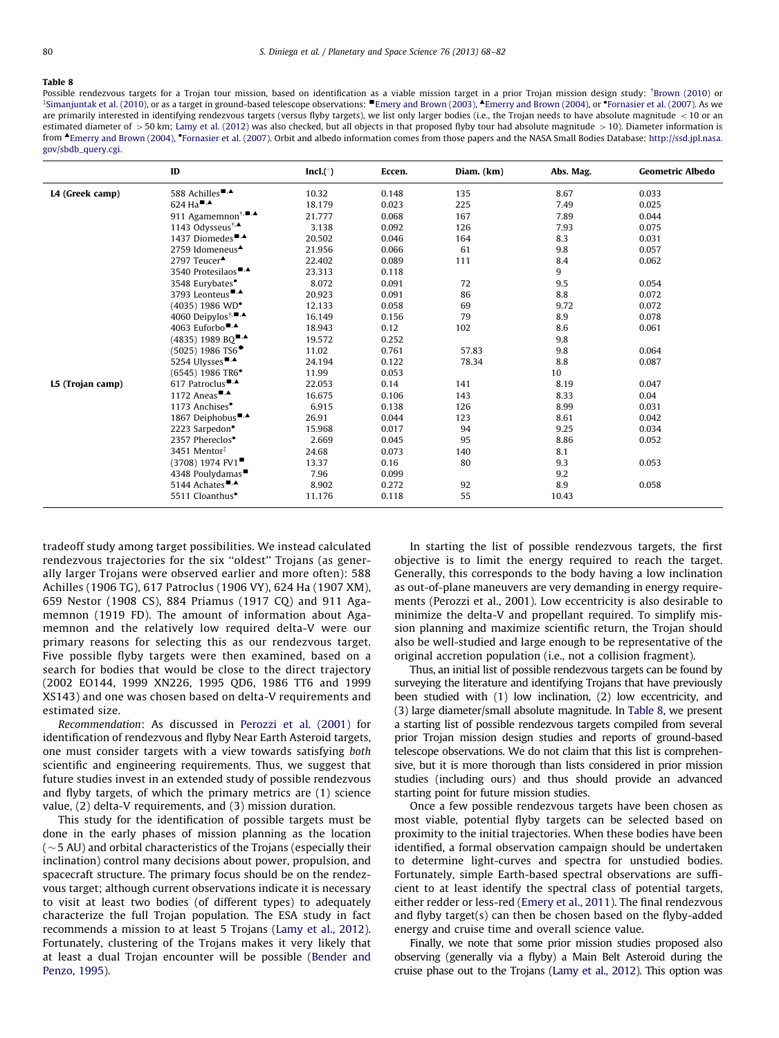**Table 8**
Possible rendezvous targets for a Trojan tour mission, based on identification as a viable mission target in a prior Trojan mission design study: †Brown (2010) or ‡Simanjuntak et al. (2010), or as a target in ground-based telescope observations: ■Emery and Brown (2003), ▲Emery and Brown (2004), or •Fornasier et al. (2007). As we are primarily interested in identifying rendezvous targets (versus flyby targets), we list only larger bodies (i.e., the Trojan needs to have absolute magnitude < 10 or an estimated diameter of > 50 km; Lamy et al. (2012) was also checked, but all objects in that proposed flyby tour had absolute magnitude > 10). Diameter information is from ▲Emerry and Brown (2004), •Fornasier et al. (2007). Orbit and albedo information comes from those papers and the NASA Small Bodies Database: http://ssd.jpl.nasa.gov/sbdb_query.cgi.

| | ID | Incl.(°) | Eccen. | Diam. (km) | Abs. Mag. | Geometric Albedo |
|---|---|---|---|---|---|---|
| L4 (Greek camp) | 588 Achilles■,▲ | 10.32 | 0.148 | 135 | 8.67 | 0.033 |
| | 624 Ha■,▲ | 18.179 | 0.023 | 225 | 7.49 | 0.025 |
| | 911 Agamemnon†,■,▲ | 21.777 | 0.068 | 167 | 7.89 | 0.044 |
| | 1143 Odysseus†,▲ | 3.138 | 0.092 | 126 | 7.93 | 0.075 |
| | 1437 Diomedes■,▲ | 20.502 | 0.046 | 164 | 8.3 | 0.031 |
| | 2759 Idomeneus▲ | 21.956 | 0.066 | 61 | 9.8 | 0.057 |
| | 2797 Teucer▲ | 22.402 | 0.089 | 111 | 8.4 | 0.062 |
| | 3540 Protesilaos■,▲ | 23.313 | 0.118 | | 9 | |
| | 3548 Eurybates• | 8.072 | 0.091 | 72 | 9.5 | 0.054 |
| | 3793 Leonteus■,▲ | 20.923 | 0.091 | 86 | 8.8 | 0.072 |
| | (4035) 1986 WD• | 12.133 | 0.058 | 69 | 9.72 | 0.072 |
| | 4060 Deipylos†,■,▲ | 16.149 | 0.156 | 79 | 8.9 | 0.078 |
| | 4063 Euforbo■,▲ | 18.943 | 0.12 | 102 | 8.6 | 0.061 |
| | (4835) 1989 BQ■,▲ | 19.572 | 0.252 | | 9.8 | |
| | (5025) 1986 TS6• | 11.02 | 0.761 | 57.83 | 9.8 | 0.064 |
| | 5254 Ulysses■,▲ | 24.194 | 0.122 | 78.34 | 8.8 | 0.087 |
| | (6545) 1986 TR6• | 11.99 | 0.053 | | 10 | |
| L5 (Trojan camp) | 617 Patroclus■,▲ | 22.053 | 0.14 | 141 | 8.19 | 0.047 |
| | 1172 Aneas■,▲ | 16.675 | 0.106 | 143 | 8.33 | 0.04 |
| | 1173 Anchises• | 6.915 | 0.138 | 126 | 8.99 | 0.031 |
| | 1867 Deiphobus■,▲ | 26.91 | 0.044 | 123 | 8.61 | 0.042 |
| | 2223 Sarpedon• | 15.968 | 0.017 | 94 | 9.25 | 0.034 |
| | 2357 Phereclos• | 2.669 | 0.045 | 95 | 8.86 | 0.052 |
| | 3451 Mentor‡ | 24.68 | 0.073 | 140 | 8.1 | |
| | (3708) 1974 FV1■ | 13.37 | 0.16 | 80 | 9.3 | 0.053 |
| | 4348 Poulydamas■ | 7.96 | 0.099 | | 9.2 | |
| | 5144 Achates■,▲ | 8.902 | 0.272 | 92 | 8.9 | 0.058 |
| | 5511 Cloanthus• | 11.176 | 0.118 | 55 | 10.43 | |

tradeoff study among target possibilities. We instead calculated rendezvous trajectories for the six ''oldest'' Trojans (as generally larger Trojans were observed earlier and more often): 588 Achilles (1906 TG), 617 Patroclus (1906 VY), 624 Ha (1907 XM), 659 Nestor (1908 CS), 884 Priamus (1917 CQ) and 911 Agamemnon (1919 FD). The amount of information about Agamemnon and the relatively low required delta-V were our primary reasons for selecting this as our rendezvous target. Five possible flyby targets were then examined, based on a search for bodies that would be close to the direct trajectory (2002 EO144, 1999 XN226, 1995 QD6, 1986 TT6 and 1999 XS143) and one was chosen based on delta-V requirements and estimated size.

*Recommendation*: As discussed in Perozzi et al. (2001) for identification of rendezvous and flyby Near Earth Asteroid targets, one must consider targets with a view towards satisfying *both* scientific and engineering requirements. Thus, we suggest that future studies invest in an extended study of possible rendezvous and flyby targets, of which the primary metrics are (1) science value, (2) delta-V requirements, and (3) mission duration.

This study for the identification of possible targets must be done in the early phases of mission planning as the location (~5 AU) and orbital characteristics of the Trojans (especially their inclination) control many decisions about power, propulsion, and spacecraft structure. The primary focus should be on the rendezvous target; although current observations indicate it is necessary to visit at least two bodies (of different types) to adequately characterize the full Trojan population. The ESA study in fact recommends a mission to at least 5 Trojans (Lamy et al., 2012). Fortunately, clustering of the Trojans makes it very likely that at least a dual Trojan encounter will be possible (Bender and Penzo, 1995).

In starting the list of possible rendezvous targets, the first objective is to limit the energy required to reach the target. Generally, this corresponds to the body having a low inclination as out-of-plane maneuvers are very demanding in energy requirements (Perozzi et al., 2001). Low eccentricity is also desirable to minimize the delta-V and propellant required. To simplify mission planning and maximize scientific return, the Trojan should also be well-studied and large enough to be representative of the original accretion population (i.e., not a collision fragment).

Thus, an initial list of possible rendezvous targets can be found by surveying the literature and identifying Trojans that have previously been studied with (1) low inclination, (2) low eccentricity, and (3) large diameter/small absolute magnitude. In Table 8, we present a starting list of possible rendezvous targets compiled from several prior Trojan mission design studies and reports of ground-based telescope observations. We do not claim that this list is comprehensive, but it is more thorough than lists considered in prior mission studies (including ours) and thus should provide an advanced starting point for future mission studies.

Once a few possible rendezvous targets have been chosen as most viable, potential flyby targets can be selected based on proximity to the initial trajectories. When these bodies have been identified, a formal observation campaign should be undertaken to determine light-curves and spectra for unstudied bodies. Fortunately, simple Earth-based spectral observations are sufficient to at least identify the spectral class of potential targets, either redder or less-red (Emery et al., 2011). The final rendezvous and flyby target(s) can then be chosen based on the flyby-added energy and cruise time and overall science value.

Finally, we note that some prior mission studies proposed also observing (generally via a flyby) a Main Belt Asteroid during the cruise phase out to the Trojans (Lamy et al., 2012). This option was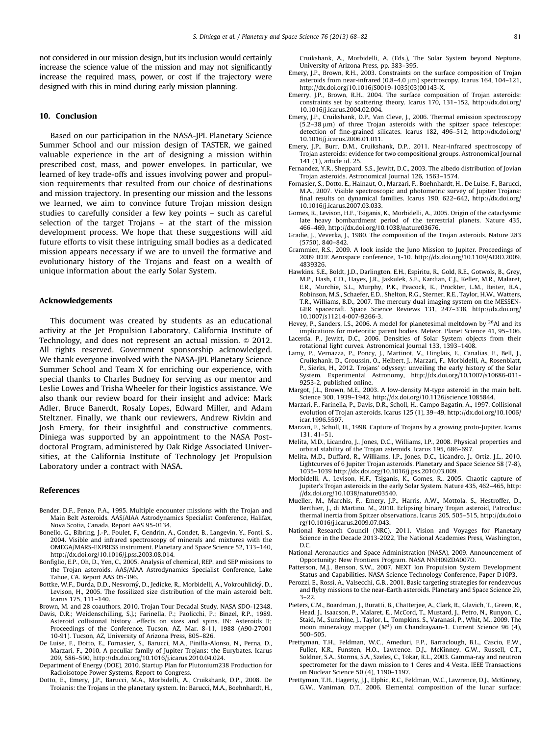not considered in our mission design, but its inclusion would certainly increase the science value of the mission and may not significantly increase the required mass, power, or cost if the trajectory were designed with this in mind during early mission planning.

## 10. Conclusion

Based on our participation in the NASA-JPL Planetary Science Summer School and our mission design of TASTER, we gained valuable experience in the art of designing a mission within prescribed cost, mass, and power envelopes. In particular, we learned of key trade-offs and issues involving power and propulsion requirements that resulted from our choice of destinations and mission trajectory. In presenting our mission and the lessons we learned, we aim to convince future Trojan mission design studies to carefully consider a few key points – such as careful selection of the target Trojans – at the start of the mission development process. We hope that these suggestions will aid future efforts to visit these intriguing small bodies as a dedicated mission appears necessary if we are to unveil the formative and evolutionary history of the Trojans and feast on a wealth of unique information about the early Solar System.

## Acknowledgements

This document was created by students as an educational activity at the Jet Propulsion Laboratory, California Institute of Technology, and does not represent an actual mission. © 2012. All rights reserved. Government sponsorship acknowledged. We thank everyone involved with the NASA-JPL Planetary Science Summer School and Team X for enriching our experience, with special thanks to Charles Budney for serving as our mentor and Leslie Lowes and Trisha Wheeler for their logistics assistance. We also thank our review board for their insight and advice: Mark Adler, Bruce Banerdt, Rosaly Lopes, Edward Miller, and Adam Steltzner. Finally, we thank our reviewers, Andrew Rivkin and Josh Emery, for their insightful and constructive comments. Diniega was supported by an appointment to the NASA Postdoctoral Program, administered by Oak Ridge Associated Universities, at the California Institute of Technology Jet Propulsion Laboratory under a contract with NASA.

## References

Bender, D.F., Penzo, P.A., 1995. Multiple encounter missions with the Trojan and Main Belt Asteroids. AAS/AIAA Astrodynamics Specialist Conference, Halifax, Nova Scotia, Canada. Report AAS 95-0134.

Bonello, G., Bibring, J.-P., Poulet, F., Gendrin, A., Gondet, B., Langevin, Y., Fonti, S., 2004. Visible and infrared spectroscopy of minerals and mixtures with the OMEGA/MARS-EXPRESS instrument. Planetary and Space Science 52, 133–140, http://dx.doi.org/10.1016/j.pss.2003.08.014.

Bonfiglio, E.P., Oh, D., Yen, C., 2005. Analysis of chemical, REP, and SEP missions to the Trojan asteroids. AAS/AIAA Astrodynamics Specialist Conference, Lake Tahoe, CA. Report AAS 05-396.

Bottke, W.F., Durda, D.D., Nesvorný, D., Jedicke, R., Morbidelli, A., Vokrouhlický, D., Levison, H., 2005. The fossilized size distribution of the main asteroid belt. Icarus 175, 111–140.

Brown, M. and 28 coauthors, 2010. Trojan Tour Decadal Study. NASA SDO-12348.

Davis, D.R.; Weidenschilling, S.J.; Farinella, P.; Paolicchi, P.; Binzel, R.P., 1989. Asteroid collisional history—effects on sizes and spins. IN: Asteroids II; Proceedings of the Conference, Tucson, AZ, Mar. 8-11, 1988 (A90-27001 10-91). Tucson, AZ, University of Arizona Press, 805–826.

De Luise, F., Dotto, E., Fornasier, S., Barucci, M.A., Pinilla-Alonso, N., Perna, D., Marzari, F., 2010. A peculiar family of Jupiter Trojans: the Eurybates. Icarus 209, 586–590, http://dx.doi.org/10.1016/j.icarus.2010.04.024.

Department of Energy (DOE), 2010. Startup Plan for Plutonium238 Production for Radioisotope Power Systems, Report to Congress.

Dotto, E., Emery, J.P., Barucci, M.A., Morbidelli, A., Cruikshank, D.P., 2008. De Troianis: the Trojans in the planetary system. In: Barucci, M.A., Boehnhardt, H., Cruikshank, A., Morbidelli, A. (Eds.), The Solar System beyond Neptune. University of Arizona Press, pp. 383–395.

Emery, J.P., Brown, R.H., 2003. Constraints on the surface composition of Trojan asteroids from near-infrared (0.8–4.0 μm) spectroscopy. Icarus 164, 104–121, http://dx.doi.org/10.1016/S0019-1035(03)00143-X.

Emerry, J.P., Brown, R.H., 2004. The surface composition of Trojan asteroids: constraints set by scattering theory. Icarus 170, 131–152, http://dx.doi.org/10.1016/j.icarus.2004.02.004.

Emery, J.P., Cruikshank, D.P., Van Cleve, J., 2006. Thermal emission spectroscopy (5.2–38 μm) of three Trojan asteroids with the spitzer space telescope: detection of fine-grained silicates. Icarus 182, 496–512, http://dx.doi.org/10.1016/j.icarus.2006.01.011.

Emery, J.P., Burr, D.M., Cruikshank, D.P., 2011. Near-infrared spectroscopy of Trojan asteroids: evidence for two compositional groups. Astronomical Journal 141 (1), article id. 25.

Fernandez, Y.R., Sheppard, S.S., Jewitt, D.C., 2003. The albedo distribution of Jovian Trojan asteroids. Astronomical Journal 126, 1563–1574.

Fornasier, S., Dotto, E., Hainaut, O., Marzari, F., Boehnhardt, H., De Luise, F., Barucci, M.A., 2007. Visible spectroscopic and photometric survey of Jupiter Trojans: final results on dynamical families. Icarus 190, 622–642, http://dx.doi.org/10.1016/j.icarus.2007.03.033.

Gomes, R., Levison, H.F., Tsiganis, K., Morbidelli, A., 2005. Origin of the cataclysmic late heavy bombardment period of the terrestrial planets. Nature 435, 466–469, http://dx.doi.org/10.1038/nature03676.

Gradie, J., Veverka, J., 1980. The composition of the Trojan asteroids. Nature 283 (5750), 840–842.

Grammier, R.S., 2009. A look inside the Juno Mission to Jupiter. Proceedings of 2009 IEEE Aerospace conference, 1-10. http://dx.doi.org/10.1109/AERO.2009.4839326.

Hawkins, S.E., Boldt, J.D., Darlington, E.H., Espiritu, R., Gold, R.E., Gotwols, B., Grey, M.P., Hash, C.D., Hayes, J.R., Jaskulek, S.E., Kardian, C.J., Keller, M.R., Malaret, E.R., Murchie, S.L., Murphy, P.K., Peacock, K., Prockter, L.M., Reiter, R.A., Robinson, M.S., Schaefer, E.D., Shelton, R.G., Sterner, R.E., Taylor, H.W., Watters, T.R., Williams, B.D., 2007. The mercury dual imaging system on the MESSENGER spacecraft. Space Science Reviews 131, 247–338, http://dx.doi.org/10.1007/s11214-007-9266-3.

Hevey, P., Sanders, I.S., 2006. A model for planetesimal meltdown by $^{26}$Al and its implications for meteoritic parent bodies. Meteor. Planet Science 41, 95–106.

Lacerda, P., Jewitt, D.C., 2006. Densities of Solar System objects from their rotational light curves. Astronomical Journal 133, 1393–1408.

Lamy, P., Vernazza, P., Poncy, J., Martinot, V., Hinglais, E., Canalias, E., Bell, J., Cruikshank, D., Groussin, O., Helbert, J., Marzari, F., Morbidelli, A., Rosenblatt, P., Sierks, H., 2012. Trojans' odyssey: unveiling the early history of the Solar System. Experimental Astronomy, http://dx.doi.org/10.1007/s10686-011-9253-2, published online.

Margot, J.L., Brown, M.E., 2003. A low-density M-type asteroid in the main belt. Science 300, 1939–1942, http://dx.doi.org/10.1126/science.1085844.

Marzari, F., Farinella, P., Davis, D.R., Scholl, H., Campo Bagatin, A., 1997. Collisional evolution of Trojan asteroids. Icarus 125 (1), 39–49, http://dx.doi.org/10.1006/icar.1996.5597.

Marzari, F., Scholl, H., 1998. Capture of Trojans by a growing proto-Jupiter. Icarus 131, 41–51.

Melita, M.D., Licandro, J., Jones, D.C., Williams, I.P., 2008. Physical properties and orbital stability of the Trojan asteroids. Icarus 195, 686–697.

Melita, M.D., Duffard, R., Williams, I.P., Jones, D.C., Licandro, J., Ortiz, J.L., 2010. Lightcurves of 6 Jupiter Trojan asteroids. Planetary and Space Science 58 (7-8), 1035–1039 http://dx.doi.org/10.1016/j.pss.2010.03.009.

Morbidelli, A., Levison, H.F., Tsiganis, K., Gomes, R., 2005. Chaotic capture of Jupiter's Trojan asteroids in the early Solar System. Nature 435, 462–465, http://dx.doi.org/10.1038/nature03540.

Mueller, M., Marchis, F., Emery, J.P., Harris, A.W., Mottola, S., Hestroffer, D., Berthier, J., di Martino, M., 2010. Eclipsing binary Trojan asteroid, Patroclus: thermal inertia from Spitzer observations. Icarus 205, 505–515, http://dx.doi.org/10.1016/j.icarus.2009.07.043.

National Research Council (NRC), 2011. Vision and Voyages for Planetary Science in the Decade 2013-2022, The National Academies Press, Washington, D.C.

National Aeronautics and Space Administration (NASA), 2009. Announcement of Opportunity: New Frontiers Program. NASA NNH09ZDA007O.

Patterson, M.J., Benson, S.W., 2007. NEXT Ion Propulsion System Development Status and Capabilities. NASA Science Technology Conference, Paper D10P3.

Perozzi, E., Rossi, A., Valsecchi, G.B., 2001. Basic targeting strategies for rendezvous and flyby missions to the near-Earth asteroids. Planetary and Space Science 29, 3–22.

Pieters, C.M., Boardman, J., Buratti, B., Chatterjee, A., Clark, R., Glavich, T., Green, R., Head, J., Isaacson, P., Malaret, E., McCord, T., Mustard, J., Petro, N., Runyon, C., Staid, M., Sunshine, J., Taylor, L., Tompkins, S., Varanasi, P., Whit, M., 2009. The moon mineralogy mapper ($M^3$) on Chandrayaan-1. Current Science 96 (4), 500–505.

Prettyman, T.H., Feldman, W.C., Ameduri, F.P., Barraclough, B.L., Cascio, E.W., Fuller, K.R., Funsten, H.O., Lawrence, D.J., McKinney, G.W., Russell, C.T., Soldner, S.A., Storms, S.A., Szeles, C., Tokar, R.L., 2003. Gamma-ray and neutron spectrometer for the dawn mission to 1 Ceres and 4 Vesta. IEEE Transactions on Nuclear Science 50 (4), 1190–1197.

Prettyman, T.H., Hagerty, J.J., Elphic, R.C., Feldman, W.C., Lawrence, D.J., McKinney, G.W., Vaniman, D.T., 2006. Elemental composition of the lunar surface: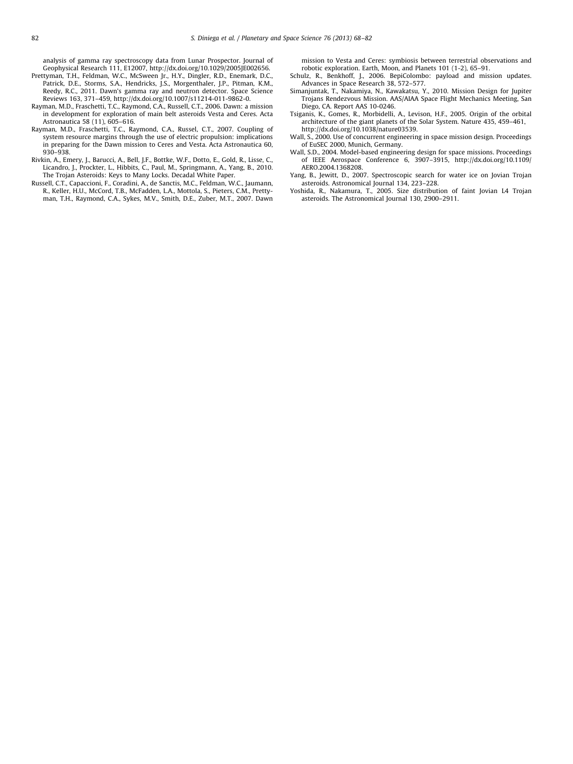analysis of gamma ray spectroscopy data from Lunar Prospector. Journal of Geophysical Research 111, E12007, http://dx.doi.org/10.1029/2005JE002656.

Prettyman, T.H., Feldman, W.C., McSween Jr., H.Y., Dingler, R.D., Enemark, D.C., Patrick, D.E., Storms, S.A., Hendricks, J.S., Morgenthaler, J.P., Pitman, K.M., Reedy, R.C., 2011. Dawn's gamma ray and neutron detector. Space Science Reviews 163, 371–459, http://dx.doi.org/10.1007/s11214-011-9862-0.

Rayman, M.D., Fraschetti, T.C., Raymond, C.A., Russell, C.T., 2006. Dawn: a mission in development for exploration of main belt asteroids Vesta and Ceres. Acta Astronautica 58 (11), 605–616.

Rayman, M.D., Fraschetti, T.C., Raymond, C.A., Russel, C.T., 2007. Coupling of system resource margins through the use of electric propulsion: implications in preparing for the Dawn mission to Ceres and Vesta. Acta Astronautica 60, 930–938.

Rivkin, A., Emery, J., Barucci, A., Bell, J.F., Bottke, W.F., Dotto, E., Gold, R., Lisse, C., Licandro, J., Prockter, L., Hibbits, C., Paul, M., Springmann, A., Yang, B., 2010. The Trojan Asteroids: Keys to Many Locks. Decadal White Paper.

Russell, C.T., Capaccioni, F., Coradini, A., de Sanctis, M.C., Feldman, W.C., Jaumann, R., Keller, H.U., McCord, T.B., McFadden, L.A., Mottola, S., Pieters, C.M., Prettyman, T.H., Raymond, C.A., Sykes, M.V., Smith, D.E., Zuber, M.T., 2007. Dawn mission to Vesta and Ceres: symbiosis between terrestrial observations and robotic exploration. Earth, Moon, and Planets 101 (1-2), 65–91.

Schulz, R., Benkhoff, J., 2006. BepiColombo: payload and mission updates. Advances in Space Research 38, 572–577.

Simanjuntak, T., Nakamiya, N., Kawakatsu, Y., 2010. Mission Design for Jupiter Trojans Rendezvous Mission. AAS/AIAA Space Flight Mechanics Meeting, San Diego, CA. Report AAS 10-0246.

Tsiganis, K., Gomes, R., Morbidelli, A., Levison, H.F., 2005. Origin of the orbital architecture of the giant planets of the Solar System. Nature 435, 459–461, http://dx.doi.org/10.1038/nature03539.

Wall, S., 2000. Use of concurrent engineering in space mission design. Proceedings of EuSEC 2000, Munich, Germany.

Wall, S.D., 2004. Model-based engineering design for space missions. Proceedings of IEEE Aerospace Conference 6, 3907–3915, http://dx.doi.org/10.1109/AERO.2004.1368208.

Yang, B., Jewitt, D., 2007. Spectroscopic search for water ice on Jovian Trojan asteroids. Astronomical Journal 134, 223–228.

Yoshida, R., Nakamura, T., 2005. Size distribution of faint Jovian L4 Trojan asteroids. The Astronomical Journal 130, 2900–2911.